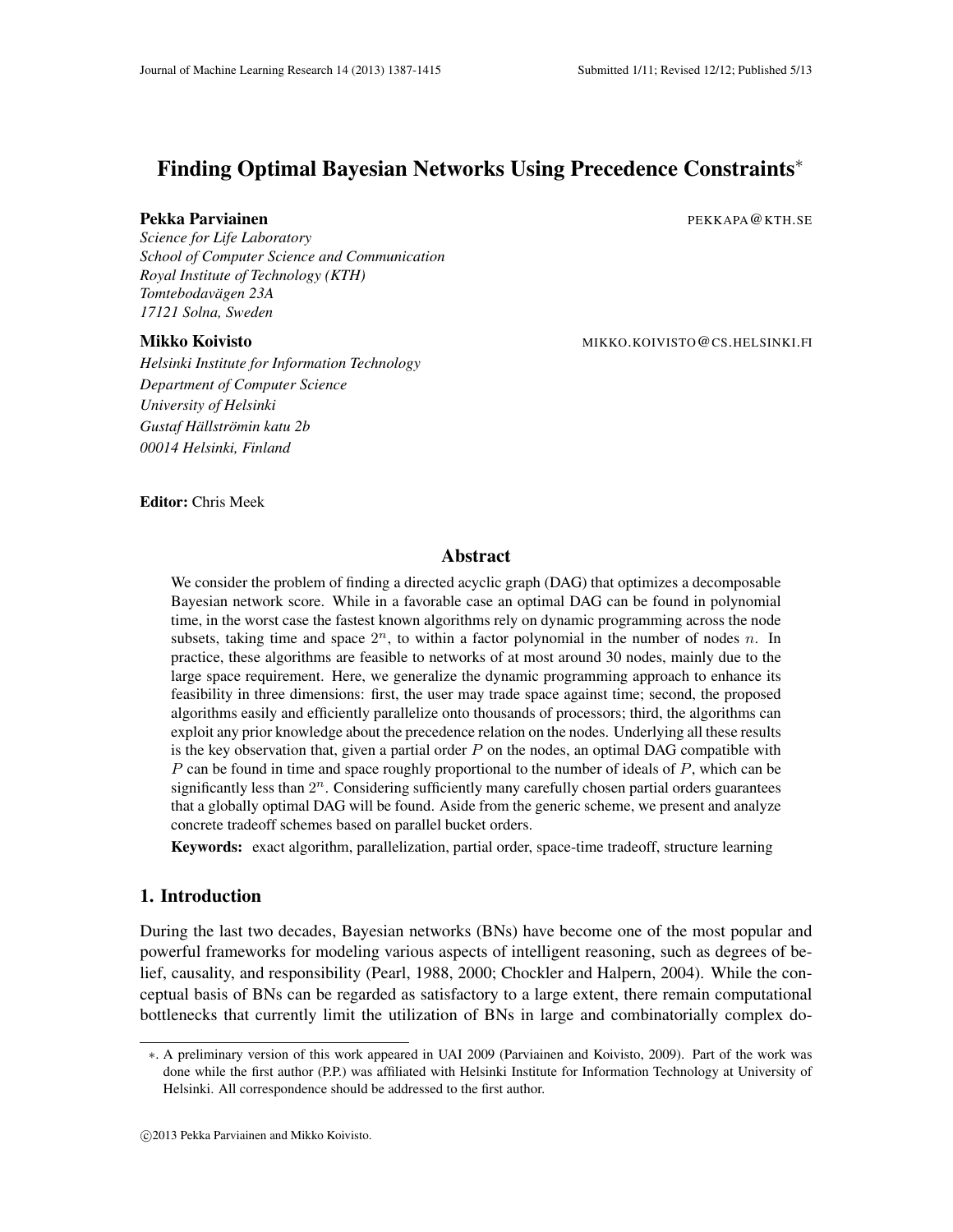# Finding Optimal Bayesian Networks Using Precedence Constraints*

**Pekka Parviainen** PEKKAPA@KTH.SE

*Science for Life Laboratory*
*School of Computer Science and Communication*
*Royal Institute of Technology (KTH)*
*Tomtebodavägen 23A*
*17121 Solna, Sweden*

**Mikko Koivisto** MIKKO.KOIVISTO@CS.HELSINKI.FI

*Helsinki Institute for Information Technology*
*Department of Computer Science*
*University of Helsinki*
*Gustaf Hällströmin katu 2b*
*00014 Helsinki, Finland*

**Editor:** Chris Meek

## Abstract

We consider the problem of finding a directed acyclic graph (DAG) that optimizes a decomposable Bayesian network score. While in a favorable case an optimal DAG can be found in polynomial time, in the worst case the fastest known algorithms rely on dynamic programming across the node subsets, taking time and space $2^n$, to within a factor polynomial in the number of nodes $n$. In practice, these algorithms are feasible to networks of at most around 30 nodes, mainly due to the large space requirement. Here, we generalize the dynamic programming approach to enhance its feasibility in three dimensions: first, the user may trade space against time; second, the proposed algorithms easily and efficiently parallelize onto thousands of processors; third, the algorithms can exploit any prior knowledge about the precedence relation on the nodes. Underlying all these results is the key observation that, given a partial order $P$ on the nodes, an optimal DAG compatible with $P$ can be found in time and space roughly proportional to the number of ideals of $P$, which can be significantly less than $2^n$. Considering sufficiently many carefully chosen partial orders guarantees that a globally optimal DAG will be found. Aside from the generic scheme, we present and analyze concrete tradeoff schemes based on parallel bucket orders.

**Keywords:** exact algorithm, parallelization, partial order, space-time tradeoff, structure learning

## 1. Introduction

During the last two decades, Bayesian networks (BNs) have become one of the most popular and powerful frameworks for modeling various aspects of intelligent reasoning, such as degrees of belief, causality, and responsibility (Pearl, 1988, 2000; Chockler and Halpern, 2004). While the conceptual basis of BNs can be regarded as satisfactory to a large extent, there remain computational bottlenecks that currently limit the utilization of BNs in large and combinatorially complex do-

*. A preliminary version of this work appeared in UAI 2009 (Parviainen and Koivisto, 2009). Part of the work was done while the first author (P.P.) was affiliated with Helsinki Institute for Information Technology at University of Helsinki. All correspondence should be addressed to the first author.

©2013 Pekka Parviainen and Mikko Koivisto.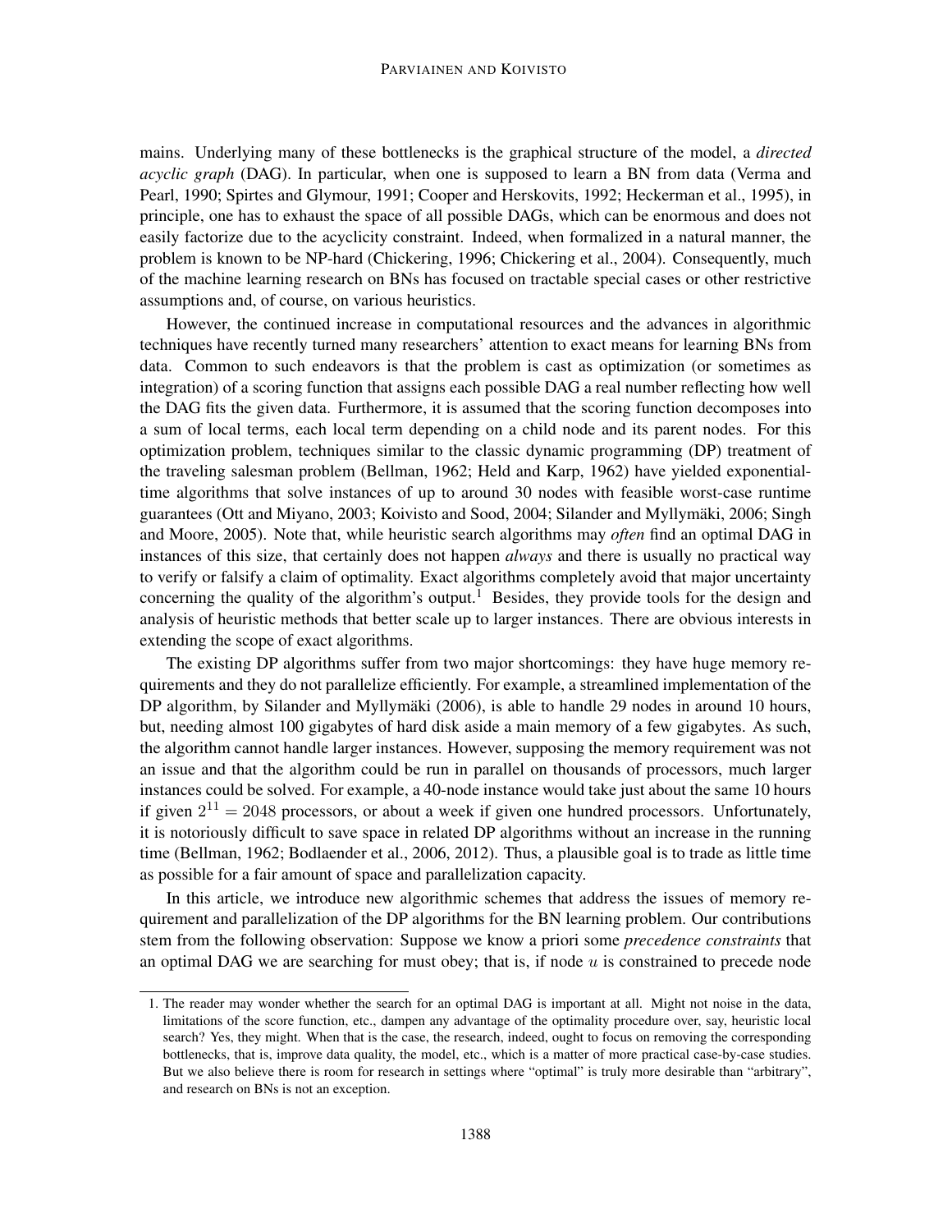mains. Underlying many of these bottlenecks is the graphical structure of the model, a *directed acyclic graph* (DAG). In particular, when one is supposed to learn a BN from data (Verma and Pearl, 1990; Spirtes and Glymour, 1991; Cooper and Herskovits, 1992; Heckerman et al., 1995), in principle, one has to exhaust the space of all possible DAGs, which can be enormous and does not easily factorize due to the acyclicity constraint. Indeed, when formalized in a natural manner, the problem is known to be NP-hard (Chickering, 1996; Chickering et al., 2004). Consequently, much of the machine learning research on BNs has focused on tractable special cases or other restrictive assumptions and, of course, on various heuristics.

However, the continued increase in computational resources and the advances in algorithmic techniques have recently turned many researchers' attention to exact means for learning BNs from data. Common to such endeavors is that the problem is cast as optimization (or sometimes as integration) of a scoring function that assigns each possible DAG a real number reflecting how well the DAG fits the given data. Furthermore, it is assumed that the scoring function decomposes into a sum of local terms, each local term depending on a child node and its parent nodes. For this optimization problem, techniques similar to the classic dynamic programming (DP) treatment of the traveling salesman problem (Bellman, 1962; Held and Karp, 1962) have yielded exponential-time algorithms that solve instances of up to around 30 nodes with feasible worst-case runtime guarantees (Ott and Miyano, 2003; Koivisto and Sood, 2004; Silander and Myllymäki, 2006; Singh and Moore, 2005). Note that, while heuristic search algorithms may *often* find an optimal DAG in instances of this size, that certainly does not happen *always* and there is usually no practical way to verify or falsify a claim of optimality. Exact algorithms completely avoid that major uncertainty concerning the quality of the algorithm's output.[1] Besides, they provide tools for the design and analysis of heuristic methods that better scale up to larger instances. There are obvious interests in extending the scope of exact algorithms.

The existing DP algorithms suffer from two major shortcomings: they have huge memory requirements and they do not parallelize efficiently. For example, a streamlined implementation of the DP algorithm, by Silander and Myllymäki (2006), is able to handle 29 nodes in around 10 hours, but, needing almost 100 gigabytes of hard disk aside a main memory of a few gigabytes. As such, the algorithm cannot handle larger instances. However, supposing the memory requirement was not an issue and that the algorithm could be run in parallel on thousands of processors, much larger instances could be solved. For example, a 40-node instance would take just about the same 10 hours if given $2^{11} = 2048$ processors, or about a week if given one hundred processors. Unfortunately, it is notoriously difficult to save space in related DP algorithms without an increase in the running time (Bellman, 1962; Bodlaender et al., 2006, 2012). Thus, a plausible goal is to trade as little time as possible for a fair amount of space and parallelization capacity.

In this article, we introduce new algorithmic schemes that address the issues of memory requirement and parallelization of the DP algorithms for the BN learning problem. Our contributions stem from the following observation: Suppose we know a priori some *precedence constraints* that an optimal DAG we are searching for must obey; that is, if node $u$ is constrained to precede node

1. The reader may wonder whether the search for an optimal DAG is important at all. Might not noise in the data, limitations of the score function, etc., dampen any advantage of the optimality procedure over, say, heuristic local search? Yes, they might. When that is the case, the research, indeed, ought to focus on removing the corresponding bottlenecks, that is, improve data quality, the model, etc., which is a matter of more practical case-by-case studies. But we also believe there is room for research in settings where "optimal" is truly more desirable than "arbitrary", and research on BNs is not an exception.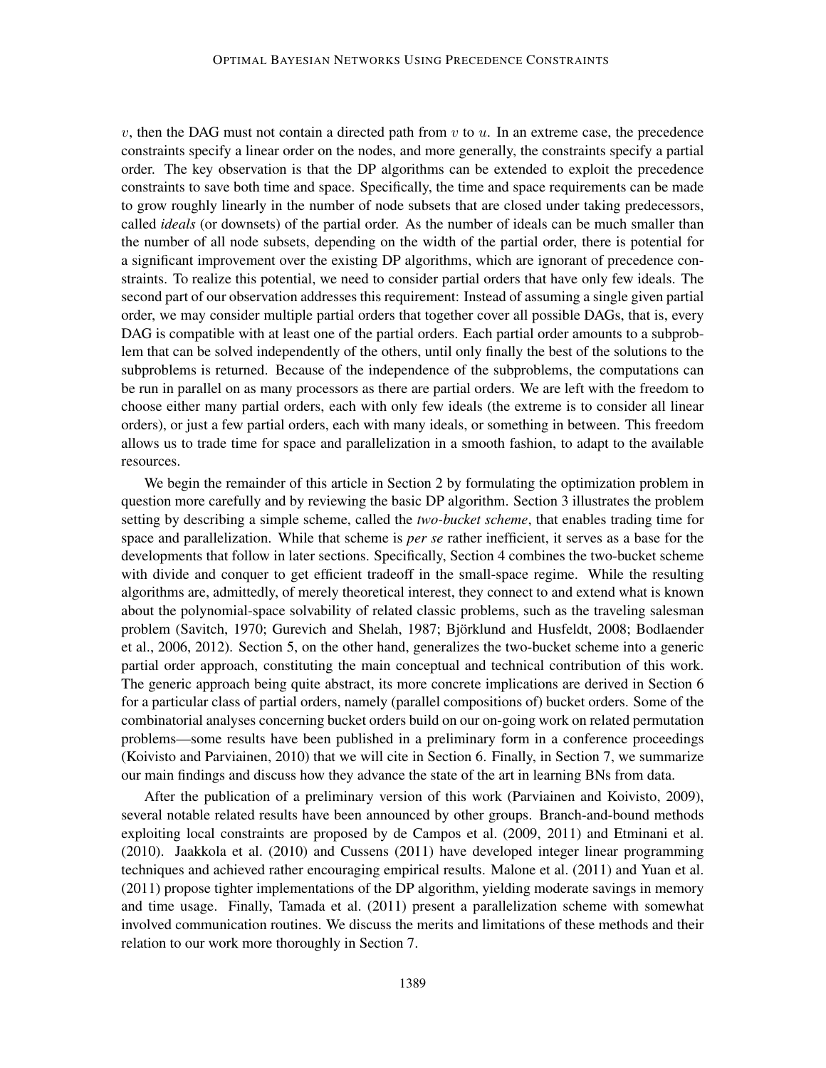$v$, then the DAG must not contain a directed path from $v$ to $u$. In an extreme case, the precedence constraints specify a linear order on the nodes, and more generally, the constraints specify a partial order. The key observation is that the DP algorithms can be extended to exploit the precedence constraints to save both time and space. Specifically, the time and space requirements can be made to grow roughly linearly in the number of node subsets that are closed under taking predecessors, called *ideals* (or downsets) of the partial order. As the number of ideals can be much smaller than the number of all node subsets, depending on the width of the partial order, there is potential for a significant improvement over the existing DP algorithms, which are ignorant of precedence constraints. To realize this potential, we need to consider partial orders that have only few ideals. The second part of our observation addresses this requirement: Instead of assuming a single given partial order, we may consider multiple partial orders that together cover all possible DAGs, that is, every DAG is compatible with at least one of the partial orders. Each partial order amounts to a subproblem that can be solved independently of the others, until only finally the best of the solutions to the subproblems is returned. Because of the independence of the subproblems, the computations can be run in parallel on as many processors as there are partial orders. We are left with the freedom to choose either many partial orders, each with only few ideals (the extreme is to consider all linear orders), or just a few partial orders, each with many ideals, or something in between. This freedom allows us to trade time for space and parallelization in a smooth fashion, to adapt to the available resources.

We begin the remainder of this article in Section 2 by formulating the optimization problem in question more carefully and by reviewing the basic DP algorithm. Section 3 illustrates the problem setting by describing a simple scheme, called the *two-bucket scheme*, that enables trading time for space and parallelization. While that scheme is *per se* rather inefficient, it serves as a base for the developments that follow in later sections. Specifically, Section 4 combines the two-bucket scheme with divide and conquer to get efficient tradeoff in the small-space regime. While the resulting algorithms are, admittedly, of merely theoretical interest, they connect to and extend what is known about the polynomial-space solvability of related classic problems, such as the traveling salesman problem (Savitch, 1970; Gurevich and Shelah, 1987; Björklund and Husfeldt, 2008; Bodlaender et al., 2006, 2012). Section 5, on the other hand, generalizes the two-bucket scheme into a generic partial order approach, constituting the main conceptual and technical contribution of this work. The generic approach being quite abstract, its more concrete implications are derived in Section 6 for a particular class of partial orders, namely (parallel compositions of) bucket orders. Some of the combinatorial analyses concerning bucket orders build on our on-going work on related permutation problems—some results have been published in a preliminary form in a conference proceedings (Koivisto and Parviainen, 2010) that we will cite in Section 6. Finally, in Section 7, we summarize our main findings and discuss how they advance the state of the art in learning BNs from data.

After the publication of a preliminary version of this work (Parviainen and Koivisto, 2009), several notable related results have been announced by other groups. Branch-and-bound methods exploiting local constraints are proposed by de Campos et al. (2009, 2011) and Etminani et al. (2010). Jaakkola et al. (2010) and Cussens (2011) have developed integer linear programming techniques and achieved rather encouraging empirical results. Malone et al. (2011) and Yuan et al. (2011) propose tighter implementations of the DP algorithm, yielding moderate savings in memory and time usage. Finally, Tamada et al. (2011) present a parallelization scheme with somewhat involved communication routines. We discuss the merits and limitations of these methods and their relation to our work more thoroughly in Section 7.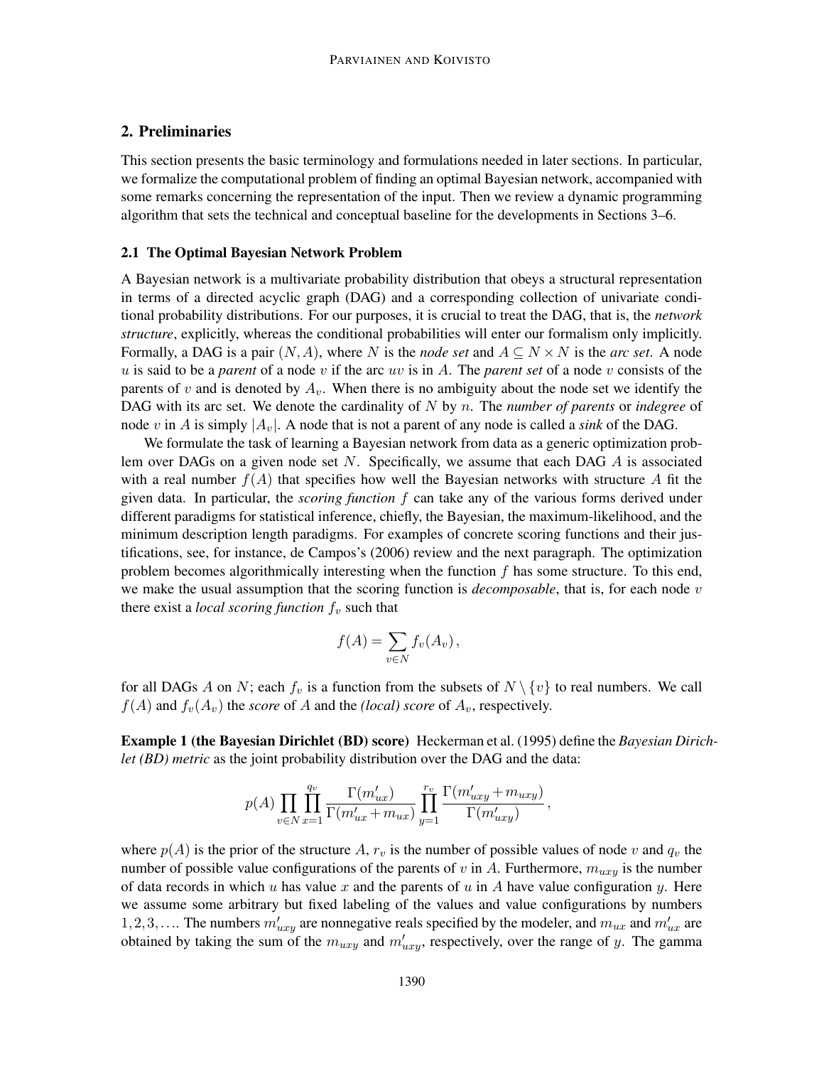## 2. Preliminaries

This section presents the basic terminology and formulations needed in later sections. In particular, we formalize the computational problem of finding an optimal Bayesian network, accompanied with some remarks concerning the representation of the input. Then we review a dynamic programming algorithm that sets the technical and conceptual baseline for the developments in Sections 3–6.

### 2.1 The Optimal Bayesian Network Problem

A Bayesian network is a multivariate probability distribution that obeys a structural representation in terms of a directed acyclic graph (DAG) and a corresponding collection of univariate conditional probability distributions. For our purposes, it is crucial to treat the DAG, that is, the *network structure*, explicitly, whereas the conditional probabilities will enter our formalism only implicitly. Formally, a DAG is a pair $(N, A)$, where $N$ is the *node set* and $A \subseteq N \times N$ is the *arc set*. A node $u$ is said to be a *parent* of a node $v$ if the arc $uv$ is in $A$. The *parent set* of a node $v$ consists of the parents of $v$ and is denoted by $A_v$. When there is no ambiguity about the node set we identify the DAG with its arc set. We denote the cardinality of $N$ by $n$. The *number of parents* or *indegree* of node $v$ in $A$ is simply $|A_v|$. A node that is not a parent of any node is called a *sink* of the DAG.

We formulate the task of learning a Bayesian network from data as a generic optimization problem over DAGs on a given node set $N$. Specifically, we assume that each DAG $A$ is associated with a real number $f(A)$ that specifies how well the Bayesian networks with structure $A$ fit the given data. In particular, the *scoring function* $f$ can take any of the various forms derived under different paradigms for statistical inference, chiefly, the Bayesian, the maximum-likelihood, and the minimum description length paradigms. For examples of concrete scoring functions and their justifications, see, for instance, de Campos's (2006) review and the next paragraph. The optimization problem becomes algorithmically interesting when the function $f$ has some structure. To this end, we make the usual assumption that the scoring function is *decomposable*, that is, for each node $v$ there exist a *local scoring function* $f_v$ such that

$$f(A) = \sum_{v \in N} f_v(A_v)\,,$$

for all DAGs $A$ on $N$; each $f_v$ is a function from the subsets of $N \setminus \{v\}$ to real numbers. We call $f(A)$ and $f_v(A_v)$ the *score* of $A$ and the *(local) score* of $A_v$, respectively.

**Example 1 (the Bayesian Dirichlet (BD) score)** Heckerman et al. (1995) define the *Bayesian Dirichlet (BD) metric* as the joint probability distribution over the DAG and the data:

$$p(A) \prod_{v \in N} \prod_{x=1}^{q_v} \frac{\Gamma(m'_{ux})}{\Gamma(m'_{ux} + m_{ux})} \prod_{y=1}^{r_v} \frac{\Gamma(m'_{uxy} + m_{uxy})}{\Gamma(m'_{uxy})}\,,$$

where $p(A)$ is the prior of the structure $A$, $r_v$ is the number of possible values of node $v$ and $q_v$ the number of possible value configurations of the parents of $v$ in $A$. Furthermore, $m_{uxy}$ is the number of data records in which $u$ has value $x$ and the parents of $u$ in $A$ have value configuration $y$. Here we assume some arbitrary but fixed labeling of the values and value configurations by numbers $1, 2, 3, \ldots$. The numbers $m'_{uxy}$ are nonnegative reals specified by the modeler, and $m_{ux}$ and $m'_{ux}$ are obtained by taking the sum of the $m_{uxy}$ and $m'_{uxy}$, respectively, over the range of $y$. The gamma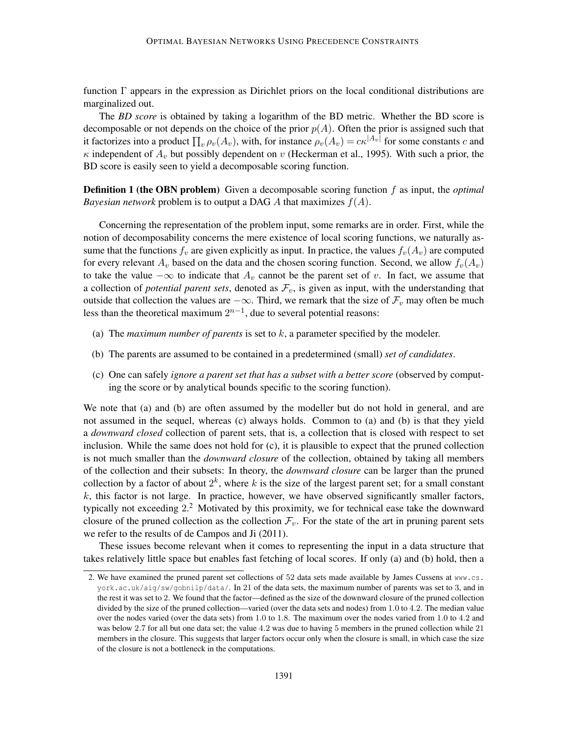function $\Gamma$ appears in the expression as Dirichlet priors on the local conditional distributions are marginalized out.

The *BD score* is obtained by taking a logarithm of the BD metric. Whether the BD score is decomposable or not depends on the choice of the prior $p(A)$. Often the prior is assigned such that it factorizes into a product $\prod_v \rho_v(A_v)$, with, for instance $\rho_v(A_v) = c\kappa^{|A_v|}$ for some constants $c$ and $\kappa$ independent of $A_v$ but possibly dependent on $v$ (Heckerman et al., 1995). With such a prior, the BD score is easily seen to yield a decomposable scoring function.

**Definition 1 (the OBN problem)** Given a decomposable scoring function $f$ as input, the *optimal Bayesian network* problem is to output a DAG $A$ that maximizes $f(A)$.

Concerning the representation of the problem input, some remarks are in order. First, while the notion of decomposability concerns the mere existence of local scoring functions, we naturally assume that the functions $f_v$ are given explicitly as input. In practice, the values $f_v(A_v)$ are computed for every relevant $A_v$ based on the data and the chosen scoring function. Second, we allow $f_v(A_v)$ to take the value $-\infty$ to indicate that $A_v$ cannot be the parent set of $v$. In fact, we assume that a collection of *potential parent sets*, denoted as $\mathcal{F}_v$, is given as input, with the understanding that outside that collection the values are $-\infty$. Third, we remark that the size of $\mathcal{F}_v$ may often be much less than the theoretical maximum $2^{n-1}$, due to several potential reasons:

(a) The *maximum number of parents* is set to $k$, a parameter specified by the modeler.

(b) The parents are assumed to be contained in a predetermined (small) *set of candidates*.

(c) One can safely *ignore a parent set that has a subset with a better score* (observed by computing the score or by analytical bounds specific to the scoring function).

We note that (a) and (b) are often assumed by the modeller but do not hold in general, and are not assumed in the sequel, whereas (c) always holds. Common to (a) and (b) is that they yield a *downward closed* collection of parent sets, that is, a collection that is closed with respect to set inclusion. While the same does not hold for (c), it is plausible to expect that the pruned collection is not much smaller than the *downward closure* of the collection, obtained by taking all members of the collection and their subsets: In theory, the *downward closure* can be larger than the pruned collection by a factor of about $2^k$, where $k$ is the size of the largest parent set; for a small constant $k$, this factor is not large. In practice, however, we have observed significantly smaller factors, typically not exceeding 2.[2] Motivated by this proximity, we for technical ease take the downward closure of the pruned collection as the collection $\mathcal{F}_v$. For the state of the art in pruning parent sets we refer to the results of de Campos and Ji (2011).

These issues become relevant when it comes to representing the input in a data structure that takes relatively little space but enables fast fetching of local scores. If only (a) and (b) hold, then a

2. We have examined the pruned parent set collections of 52 data sets made available by James Cussens at www.cs.york.ac.uk/aig/sw/gobnilp/data/. In 21 of the data sets, the maximum number of parents was set to 3, and in the rest it was set to 2. We found that the factor—defined as the size of the downward closure of the pruned collection divided by the size of the pruned collection—varied (over the data sets and nodes) from 1.0 to 4.2. The median value over the nodes varied (over the data sets) from 1.0 to 1.8. The maximum over the nodes varied from 1.0 to 4.2 and was below 2.7 for all but one data set; the value 4.2 was due to having 5 members in the pruned collection while 21 members in the closure. This suggests that larger factors occur only when the closure is small, in which case the size of the closure is not a bottleneck in the computations.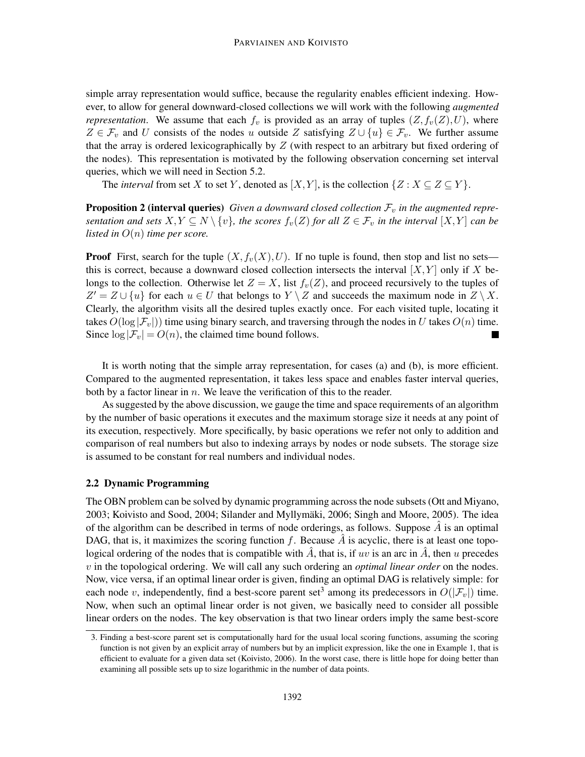simple array representation would suffice, because the regularity enables efficient indexing. However, to allow for general downward-closed collections we will work with the following *augmented representation*. We assume that each $f_v$ is provided as an array of tuples $(Z, f_v(Z), U)$, where $Z \in \mathcal{F}_v$ and $U$ consists of the nodes $u$ outside $Z$ satisfying $Z \cup \{u\} \in \mathcal{F}_v$. We further assume that the array is ordered lexicographically by $Z$ (with respect to an arbitrary but fixed ordering of the nodes). This representation is motivated by the following observation concerning set interval queries, which we will need in Section 5.2.

The *interval* from set $X$ to set $Y$, denoted as $[X, Y]$, is the collection $\{Z : X \subseteq Z \subseteq Y\}$.

**Proposition 2 (interval queries)** *Given a downward closed collection $\mathcal{F}_v$ in the augmented representation and sets $X, Y \subseteq N \setminus \{v\}$, the scores $f_v(Z)$ for all $Z \in \mathcal{F}_v$ in the interval $[X, Y]$ can be listed in $O(n)$ time per score.*

**Proof** First, search for the tuple $(X, f_v(X), U)$. If no tuple is found, then stop and list no sets—this is correct, because a downward closed collection intersects the interval $[X, Y]$ only if $X$ belongs to the collection. Otherwise let $Z = X$, list $f_v(Z)$, and proceed recursively to the tuples of $Z' = Z \cup \{u\}$ for each $u \in U$ that belongs to $Y \setminus Z$ and succeeds the maximum node in $Z \setminus X$. Clearly, the algorithm visits all the desired tuples exactly once. For each visited tuple, locating it takes $O(\log |\mathcal{F}_v|)$ time using binary search, and traversing through the nodes in $U$ takes $O(n)$ time. Since $\log |\mathcal{F}_v| = O(n)$, the claimed time bound follows. ∎

It is worth noting that the simple array representation, for cases (a) and (b), is more efficient. Compared to the augmented representation, it takes less space and enables faster interval queries, both by a factor linear in $n$. We leave the verification of this to the reader.

As suggested by the above discussion, we gauge the time and space requirements of an algorithm by the number of basic operations it executes and the maximum storage size it needs at any point of its execution, respectively. More specifically, by basic operations we refer not only to addition and comparison of real numbers but also to indexing arrays by nodes or node subsets. The storage size is assumed to be constant for real numbers and individual nodes.

### 2.2 Dynamic Programming

The OBN problem can be solved by dynamic programming across the node subsets (Ott and Miyano, 2003; Koivisto and Sood, 2004; Silander and Myllymäki, 2006; Singh and Moore, 2005). The idea of the algorithm can be described in terms of node orderings, as follows. Suppose $\hat{A}$ is an optimal DAG, that is, it maximizes the scoring function $f$. Because $\hat{A}$ is acyclic, there is at least one topological ordering of the nodes that is compatible with $\hat{A}$, that is, if $uv$ is an arc in $\hat{A}$, then $u$ precedes $v$ in the topological ordering. We will call any such ordering an *optimal linear order* on the nodes. Now, vice versa, if an optimal linear order is given, finding an optimal DAG is relatively simple: for each node $v$, independently, find a best-score parent set[3] among its predecessors in $O(|\mathcal{F}_v|)$ time. Now, when such an optimal linear order is not given, we basically need to consider all possible linear orders on the nodes. The key observation is that two linear orders imply the same best-score

3. Finding a best-score parent set is computationally hard for the usual local scoring functions, assuming the scoring function is not given by an explicit array of numbers but by an implicit expression, like the one in Example 1, that is efficient to evaluate for a given data set (Koivisto, 2006). In the worst case, there is little hope for doing better than examining all possible sets up to size logarithmic in the number of data points.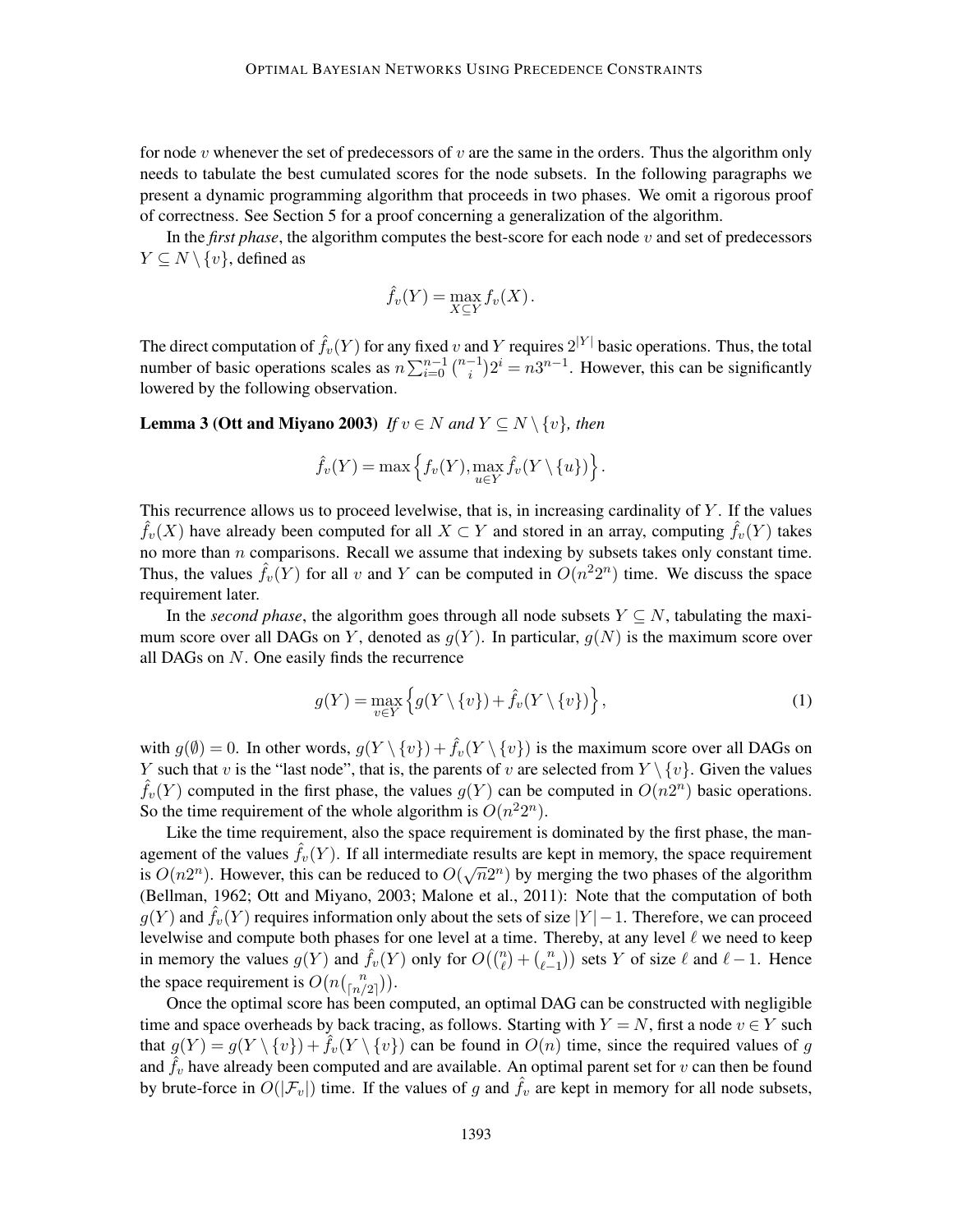for node $v$ whenever the set of predecessors of $v$ are the same in the orders. Thus the algorithm only needs to tabulate the best cumulated scores for the node subsets. In the following paragraphs we present a dynamic programming algorithm that proceeds in two phases. We omit a rigorous proof of correctness. See Section 5 for a proof concerning a generalization of the algorithm.

In the ***first phase***, the algorithm computes the best-score for each node $v$ and set of predecessors $Y \subseteq N \setminus \{v\}$, defined as

$$\hat{f}_v(Y) = \max_{X \subseteq Y} f_v(X) .$$

The direct computation of $\hat{f}_v(Y)$ for any fixed $v$ and $Y$ requires $2^{|Y|}$ basic operations. Thus, the total number of basic operations scales as $n \sum_{i=0}^{n-1} \binom{n-1}{i} 2^i = n3^{n-1}$. However, this can be significantly lowered by the following observation.

**Lemma 3 (Ott and Miyano 2003)** *If $v \in N$ and $Y \subseteq N \setminus \{v\}$, then*

$$\hat{f}_v(Y) = \max\left\{ f_v(Y), \max_{u \in Y} \hat{f}_v(Y \setminus \{u\}) \right\} .$$

This recurrence allows us to proceed levelwise, that is, in increasing cardinality of $Y$. If the values $\hat{f}_v(X)$ have already been computed for all $X \subset Y$ and stored in an array, computing $\hat{f}_v(Y)$ takes no more than $n$ comparisons. Recall we assume that indexing by subsets takes only constant time. Thus, the values $\hat{f}_v(Y)$ for all $v$ and $Y$ can be computed in $O(n^2 2^n)$ time. We discuss the space requirement later.

In the *second phase*, the algorithm goes through all node subsets $Y \subseteq N$, tabulating the maximum score over all DAGs on $Y$, denoted as $g(Y)$. In particular, $g(N)$ is the maximum score over all DAGs on $N$. One easily finds the recurrence

$$g(Y) = \max_{v \in Y} \left\{ g(Y \setminus \{v\}) + \hat{f}_v(Y \setminus \{v\}) \right\} , \tag{1}$$

with $g(\emptyset) = 0$. In other words, $g(Y \setminus \{v\}) + \hat{f}_v(Y \setminus \{v\})$ is the maximum score over all DAGs on $Y$ such that $v$ is the "last node", that is, the parents of $v$ are selected from $Y \setminus \{v\}$. Given the values $\hat{f}_v(Y)$ computed in the first phase, the values $g(Y)$ can be computed in $O(n2^n)$ basic operations. So the time requirement of the whole algorithm is $O(n^2 2^n)$.

Like the time requirement, also the space requirement is dominated by the first phase, the management of the values $\hat{f}_v(Y)$. If all intermediate results are kept in memory, the space requirement is $O(n2^n)$. However, this can be reduced to $O(\sqrt{n}2^n)$ by merging the two phases of the algorithm (Bellman, 1962; Ott and Miyano, 2003; Malone et al., 2011): Note that the computation of both $g(Y)$ and $\hat{f}_v(Y)$ requires information only about the sets of size $|Y| - 1$. Therefore, we can proceed levelwise and compute both phases for one level at a time. Thereby, at any level $\ell$ we need to keep in memory the values $g(Y)$ and $\hat{f}_v(Y)$ only for $O\left(\binom{n}{\ell} + \binom{n}{\ell-1}\right)$ sets $Y$ of size $\ell$ and $\ell - 1$. Hence the space requirement is $O\left(n\binom{n}{\lceil n/2 \rceil}\right)$.

Once the optimal score has been computed, an optimal DAG can be constructed with negligible time and space overheads by back tracing, as follows. Starting with $Y = N$, first a node $v \in Y$ such that $g(Y) = g(Y \setminus \{v\}) + \hat{f}_v(Y \setminus \{v\})$ can be found in $O(n)$ time, since the required values of $g$ and $\hat{f}_v$ have already been computed and are available. An optimal parent set for $v$ can then be found by brute-force in $O(|\mathcal{F}_v|)$ time. If the values of $g$ and $\hat{f}_v$ are kept in memory for all node subsets,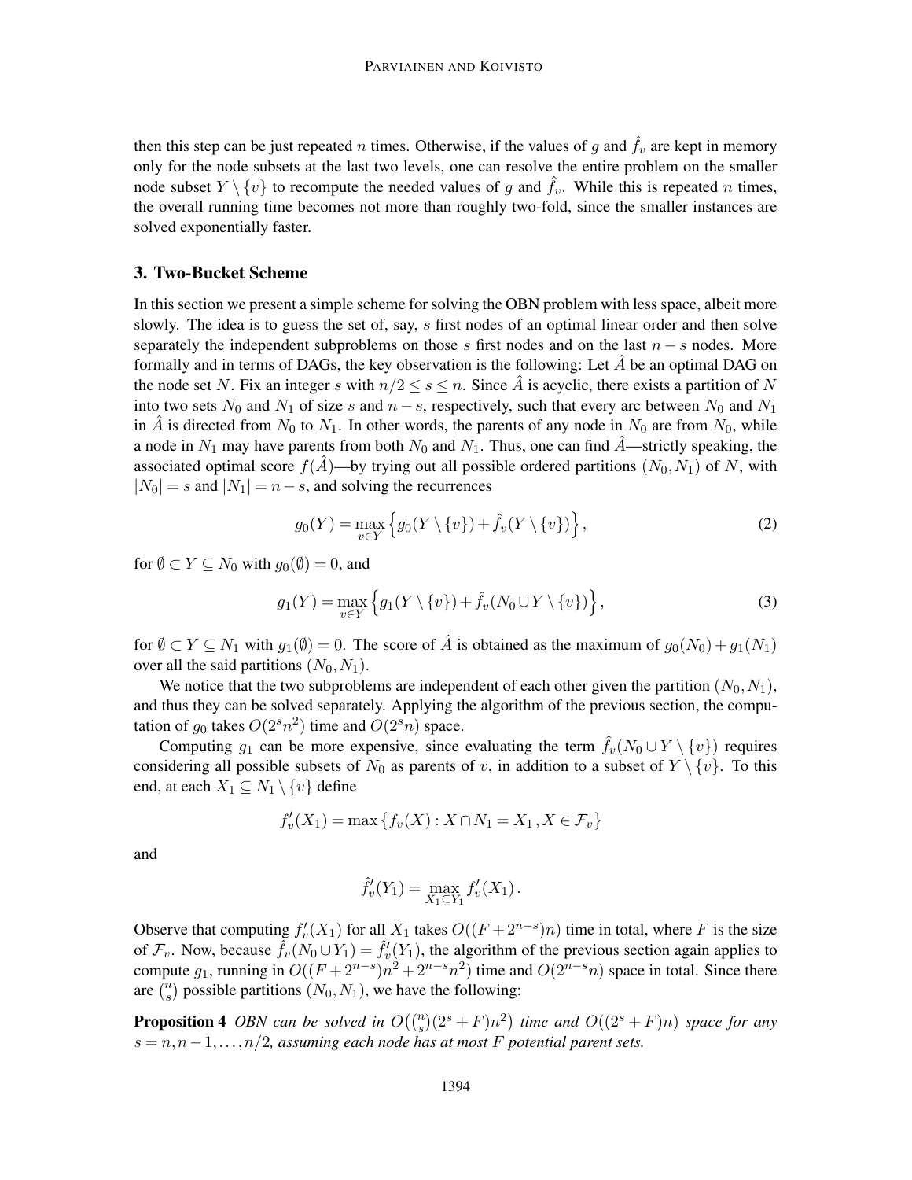then this step can be just repeated $n$ times. Otherwise, if the values of $g$ and $\hat{f}_v$ are kept in memory only for the node subsets at the last two levels, one can resolve the entire problem on the smaller node subset $Y \setminus \{v\}$ to recompute the needed values of $g$ and $\hat{f}_v$. While this is repeated $n$ times, the overall running time becomes not more than roughly two-fold, since the smaller instances are solved exponentially faster.

## 3. Two-Bucket Scheme

In this section we present a simple scheme for solving the OBN problem with less space, albeit more slowly. The idea is to guess the set of, say, $s$ first nodes of an optimal linear order and then solve separately the independent subproblems on those $s$ first nodes and on the last $n-s$ nodes. More formally and in terms of DAGs, the key observation is the following: Let $\hat{A}$ be an optimal DAG on the node set $N$. Fix an integer $s$ with $n/2 \leq s \leq n$. Since $\hat{A}$ is acyclic, there exists a partition of $N$ into two sets $N_0$ and $N_1$ of size $s$ and $n-s$, respectively, such that every arc between $N_0$ and $N_1$ in $\hat{A}$ is directed from $N_0$ to $N_1$. In other words, the parents of any node in $N_0$ are from $N_0$, while a node in $N_1$ may have parents from both $N_0$ and $N_1$. Thus, one can find $\hat{A}$—strictly speaking, the associated optimal score $f(\hat{A})$—by trying out all possible ordered partitions $(N_0, N_1)$ of $N$, with $|N_0| = s$ and $|N_1| = n-s$, and solving the recurrences

$$g_0(Y) = \max_{v \in Y} \left\{ g_0(Y \setminus \{v\}) + \hat{f}_v(Y \setminus \{v\}) \right\}, \tag{2}$$

for $\emptyset \subset Y \subseteq N_0$ with $g_0(\emptyset) = 0$, and

$$g_1(Y) = \max_{v \in Y} \left\{ g_1(Y \setminus \{v\}) + \hat{f}_v(N_0 \cup Y \setminus \{v\}) \right\}, \tag{3}$$

for $\emptyset \subset Y \subseteq N_1$ with $g_1(\emptyset) = 0$. The score of $\hat{A}$ is obtained as the maximum of $g_0(N_0) + g_1(N_1)$ over all the said partitions $(N_0, N_1)$.

We notice that the two subproblems are independent of each other given the partition $(N_0, N_1)$, and thus they can be solved separately. Applying the algorithm of the previous section, the computation of $g_0$ takes $O(2^s n^2)$ time and $O(2^s n)$ space.

Computing $g_1$ can be more expensive, since evaluating the term $\hat{f}_v(N_0 \cup Y \setminus \{v\})$ requires considering all possible subsets of $N_0$ as parents of $v$, in addition to a subset of $Y \setminus \{v\}$. To this end, at each $X_1 \subseteq N_1 \setminus \{v\}$ define

$$f'_v(X_1) = \max \left\{ f_v(X) : X \cap N_1 = X_1 \,, X \in \mathcal{F}_v \right\}$$

and

$$\hat{f}'_v(Y_1) = \max_{X_1 \subseteq Y_1} f'_v(X_1) \,.$$

Observe that computing $f'_v(X_1)$ for all $X_1$ takes $O((F + 2^{n-s})n)$ time in total, where $F$ is the size of $\mathcal{F}_v$. Now, because $\hat{f}_v(N_0 \cup Y_1) = \hat{f}'_v(Y_1)$, the algorithm of the previous section again applies to compute $g_1$, running in $O((F + 2^{n-s})n^2 + 2^{n-s} n^2)$ time and $O(2^{n-s} n)$ space in total. Since there are $\binom{n}{s}$ possible partitions $(N_0, N_1)$, we have the following:

**Proposition 4** *OBN can be solved in $O(\binom{n}{s}(2^s + F)n^2)$ time and $O((2^s + F)n)$ space for any $s = n, n-1, \ldots, n/2$, assuming each node has at most $F$ potential parent sets.*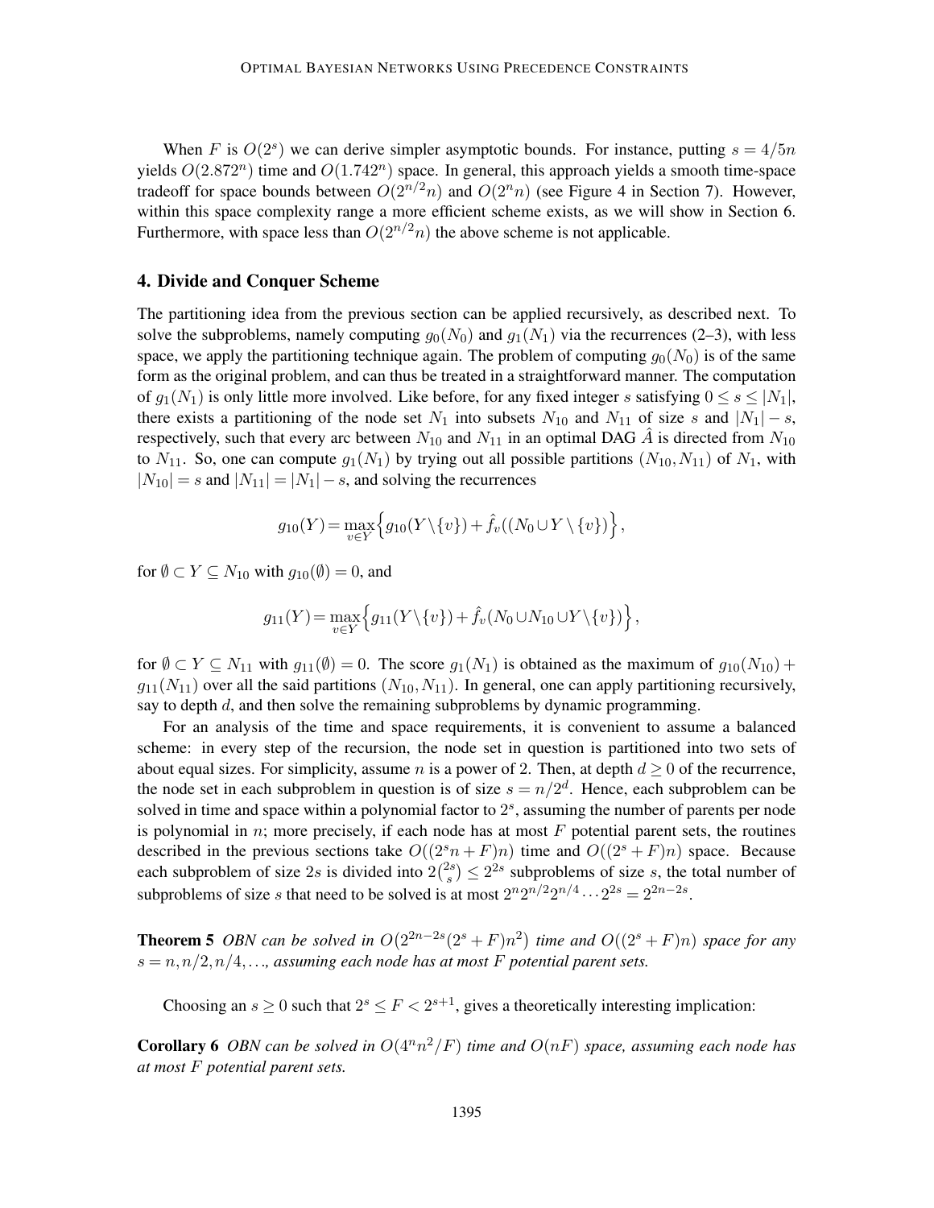When $F$ is $O(2^s)$ we can derive simpler asymptotic bounds. For instance, putting $s = 4/5n$ yields $O(2.872^n)$ time and $O(1.742^n)$ space. In general, this approach yields a smooth time-space tradeoff for space bounds between $O(2^{n/2}n)$ and $O(2^n n)$ (see Figure 4 in Section 7). However, within this space complexity range a more efficient scheme exists, as we will show in Section 6. Furthermore, with space less than $O(2^{n/2}n)$ the above scheme is not applicable.

## 4. Divide and Conquer Scheme

The partitioning idea from the previous section can be applied recursively, as described next. To solve the subproblems, namely computing $g_0(N_0)$ and $g_1(N_1)$ via the recurrences (2–3), with less space, we apply the partitioning technique again. The problem of computing $g_0(N_0)$ is of the same form as the original problem, and can thus be treated in a straightforward manner. The computation of $g_1(N_1)$ is only little more involved. Like before, for any fixed integer $s$ satisfying $0 \le s \le |N_1|$, there exists a partitioning of the node set $N_1$ into subsets $N_{10}$ and $N_{11}$ of size $s$ and $|N_1| - s$, respectively, such that every arc between $N_{10}$ and $N_{11}$ in an optimal DAG $\hat{A}$ is directed from $N_{10}$ to $N_{11}$. So, one can compute $g_1(N_1)$ by trying out all possible partitions $(N_{10}, N_{11})$ of $N_1$, with $|N_{10}| = s$ and $|N_{11}| = |N_1| - s$, and solving the recurrences

$$g_{10}(Y) = \max_{v \in Y}\Big\{g_{10}(Y \setminus \{v\}) + \hat{f}_v((N_0 \cup Y \setminus \{v\})\Big\},$$

for $\emptyset \subset Y \subseteq N_{10}$ with $g_{10}(\emptyset) = 0$, and

$$g_{11}(Y) = \max_{v \in Y}\Big\{g_{11}(Y \setminus \{v\}) + \hat{f}_v(N_0 \cup N_{10} \cup Y \setminus \{v\})\Big\},$$

for $\emptyset \subset Y \subseteq N_{11}$ with $g_{11}(\emptyset) = 0$. The score $g_1(N_1)$ is obtained as the maximum of $g_{10}(N_{10}) + g_{11}(N_{11})$ over all the said partitions $(N_{10}, N_{11})$. In general, one can apply partitioning recursively, say to depth $d$, and then solve the remaining subproblems by dynamic programming.

For an analysis of the time and space requirements, it is convenient to assume a balanced scheme: in every step of the recursion, the node set in question is partitioned into two sets of about equal sizes. For simplicity, assume $n$ is a power of 2. Then, at depth $d \ge 0$ of the recurrence, the node set in each subproblem in question is of size $s = n/2^d$. Hence, each subproblem can be solved in time and space within a polynomial factor to $2^s$, assuming the number of parents per node is polynomial in $n$; more precisely, if each node has at most $F$ potential parent sets, the routines described in the previous sections take $O((2^s n + F)n)$ time and $O((2^s + F)n)$ space. Because each subproblem of size $2s$ is divided into $2\binom{2s}{s} \le 2^{2s}$ subproblems of size $s$, the total number of subproblems of size $s$ that need to be solved is at most $2^n 2^{n/2} 2^{n/4} \cdots 2^{2s} = 2^{2n-2s}$.

**Theorem 5** *OBN can be solved in $O\big(2^{2n-2s}(2^s + F)n^2\big)$ time and $O((2^s + F)n)$ space for any $s = n, n/2, n/4, \ldots$, assuming each node has at most $F$ potential parent sets.*

Choosing an $s \ge 0$ such that $2^s \le F < 2^{s+1}$, gives a theoretically interesting implication:

**Corollary 6** *OBN can be solved in $O(4^n n^2/F)$ time and $O(nF)$ space, assuming each node has at most $F$ potential parent sets.*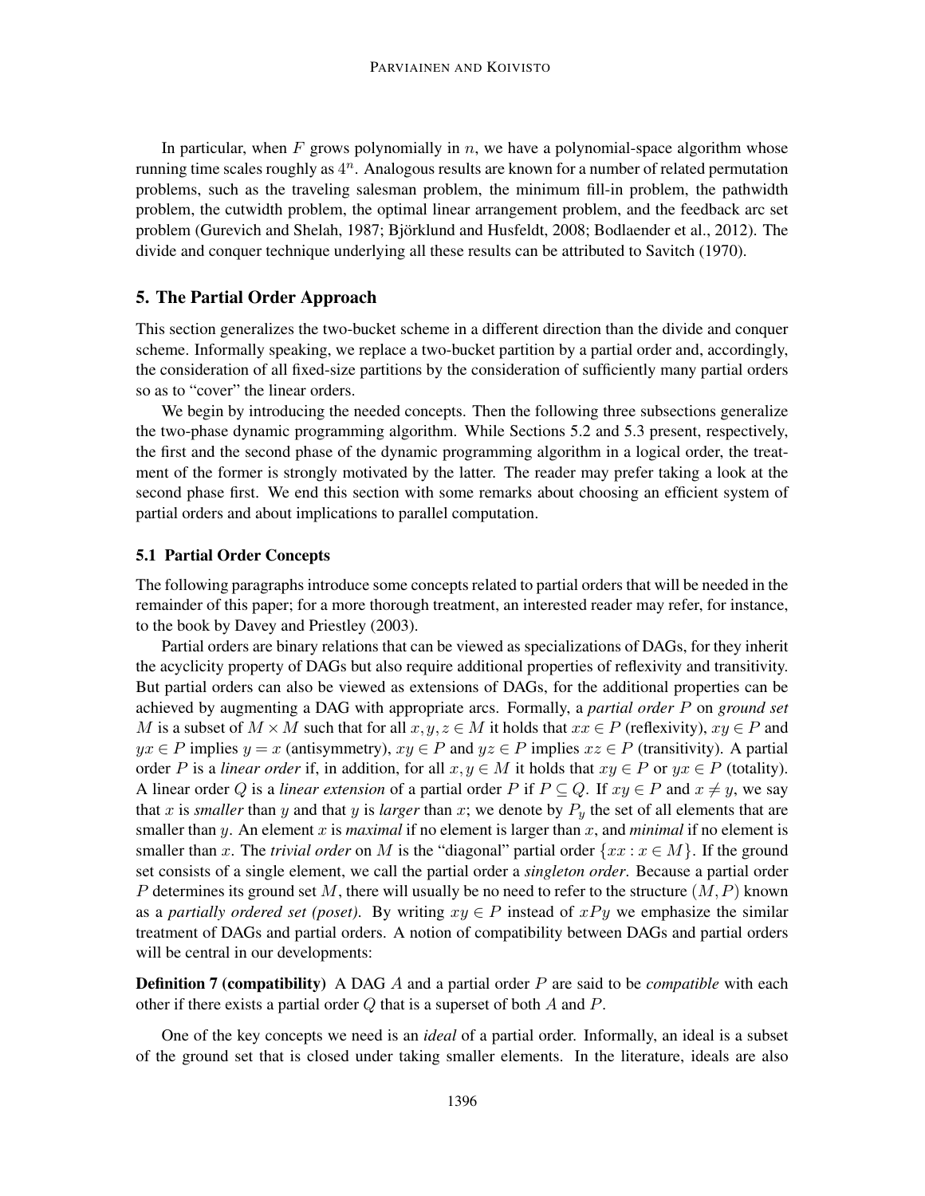In particular, when $F$ grows polynomially in $n$, we have a polynomial-space algorithm whose running time scales roughly as $4^n$. Analogous results are known for a number of related permutation problems, such as the traveling salesman problem, the minimum fill-in problem, the pathwidth problem, the cutwidth problem, the optimal linear arrangement problem, and the feedback arc set problem (Gurevich and Shelah, 1987; Björklund and Husfeldt, 2008; Bodlaender et al., 2012). The divide and conquer technique underlying all these results can be attributed to Savitch (1970).

## 5. The Partial Order Approach

This section generalizes the two-bucket scheme in a different direction than the divide and conquer scheme. Informally speaking, we replace a two-bucket partition by a partial order and, accordingly, the consideration of all fixed-size partitions by the consideration of sufficiently many partial orders so as to "cover" the linear orders.

We begin by introducing the needed concepts. Then the following three subsections generalize the two-phase dynamic programming algorithm. While Sections 5.2 and 5.3 present, respectively, the first and the second phase of the dynamic programming algorithm in a logical order, the treatment of the former is strongly motivated by the latter. The reader may prefer taking a look at the second phase first. We end this section with some remarks about choosing an efficient system of partial orders and about implications to parallel computation.

### 5.1 Partial Order Concepts

The following paragraphs introduce some concepts related to partial orders that will be needed in the remainder of this paper; for a more thorough treatment, an interested reader may refer, for instance, to the book by Davey and Priestley (2003).

Partial orders are binary relations that can be viewed as specializations of DAGs, for they inherit the acyclicity property of DAGs but also require additional properties of reflexivity and transitivity. But partial orders can also be viewed as extensions of DAGs, for the additional properties can be achieved by augmenting a DAG with appropriate arcs. Formally, a *partial order* $P$ on *ground set* $M$ is a subset of $M \times M$ such that for all $x, y, z \in M$ it holds that $xx \in P$ (reflexivity), $xy \in P$ and $yx \in P$ implies $y = x$ (antisymmetry), $xy \in P$ and $yz \in P$ implies $xz \in P$ (transitivity). A partial order $P$ is a *linear order* if, in addition, for all $x, y \in M$ it holds that $xy \in P$ or $yx \in P$ (totality). A linear order $Q$ is a *linear extension* of a partial order $P$ if $P \subseteq Q$. If $xy \in P$ and $x \neq y$, we say that $x$ is *smaller* than $y$ and that $y$ is *larger* than $x$; we denote by $P_y$ the set of all elements that are smaller than $y$. An element $x$ is *maximal* if no element is larger than $x$, and *minimal* if no element is smaller than $x$. The *trivial order* on $M$ is the "diagonal" partial order $\{xx : x \in M\}$. If the ground set consists of a single element, we call the partial order a *singleton order*. Because a partial order $P$ determines its ground set $M$, there will usually be no need to refer to the structure $(M, P)$ known as a *partially ordered set (poset)*. By writing $xy \in P$ instead of $xPy$ we emphasize the similar treatment of DAGs and partial orders. A notion of compatibility between DAGs and partial orders will be central in our developments:

**Definition 7 (compatibility)** A DAG $A$ and a partial order $P$ are said to be *compatible* with each other if there exists a partial order $Q$ that is a superset of both $A$ and $P$.

One of the key concepts we need is an *ideal* of a partial order. Informally, an ideal is a subset of the ground set that is closed under taking smaller elements. In the literature, ideals are also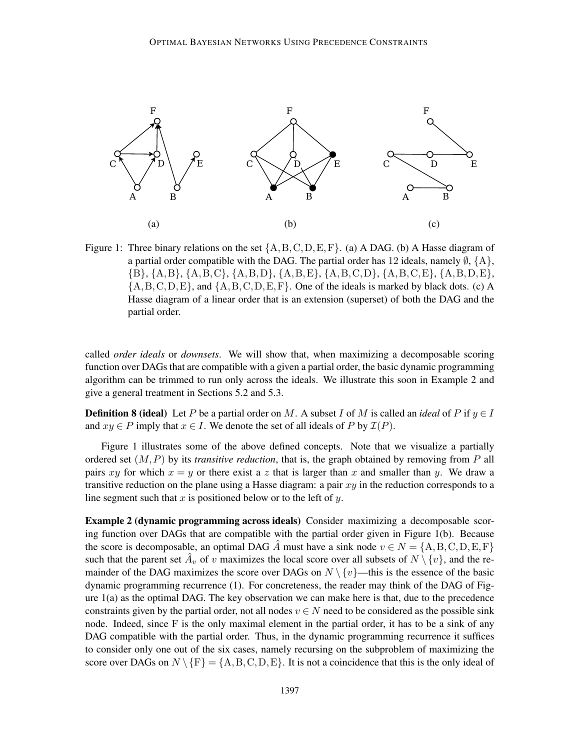Figure 1: Three binary relations on the set $\{A, B, C, D, E, F\}$. (a) A DAG. (b) A Hasse diagram of a partial order compatible with the DAG. The partial order has 12 ideals, namely $\emptyset$, $\{A\}$, $\{B\}$, $\{A, B\}$, $\{A, B, C\}$, $\{A, B, D\}$, $\{A, B, E\}$, $\{A, B, C, D\}$, $\{A, B, C, E\}$, $\{A, B, D, E\}$, $\{A, B, C, D, E\}$, and $\{A, B, C, D, E, F\}$. One of the ideals is marked by black dots. (c) A Hasse diagram of a linear order that is an extension (superset) of both the DAG and the partial order.

called *order ideals* or *downsets*. We will show that, when maximizing a decomposable scoring function over DAGs that are compatible with a given a partial order, the basic dynamic programming algorithm can be trimmed to run only across the ideals. We illustrate this soon in Example 2 and give a general treatment in Sections 5.2 and 5.3.

**Definition 8 (ideal)** Let $P$ be a partial order on $M$. A subset $I$ of $M$ is called an *ideal* of $P$ if $y \in I$ and $xy \in P$ imply that $x \in I$. We denote the set of all ideals of $P$ by $\mathcal{I}(P)$.

Figure 1 illustrates some of the above defined concepts. Note that we visualize a partially ordered set $(M, P)$ by its *transitive reduction*, that is, the graph obtained by removing from $P$ all pairs $xy$ for which $x = y$ or there exist a $z$ that is larger than $x$ and smaller than $y$. We draw a transitive reduction on the plane using a Hasse diagram: a pair $xy$ in the reduction corresponds to a line segment such that $x$ is positioned below or to the left of $y$.

**Example 2 (dynamic programming across ideals)** Consider maximizing a decomposable scoring function over DAGs that are compatible with the partial order given in Figure 1(b). Because the score is decomposable, an optimal DAG $\hat{A}$ must have a sink node $v \in N = \{A, B, C, D, E, F\}$ such that the parent set $\hat{A}_v$ of $v$ maximizes the local score over all subsets of $N \setminus \{v\}$, and the remainder of the DAG maximizes the score over DAGs on $N \setminus \{v\}$—this is the essence of the basic dynamic programming recurrence (1). For concreteness, the reader may think of the DAG of Figure 1(a) as the optimal DAG. The key observation we can make here is that, due to the precedence constraints given by the partial order, not all nodes $v \in N$ need to be considered as the possible sink node. Indeed, since F is the only maximal element in the partial order, it has to be a sink of any DAG compatible with the partial order. Thus, in the dynamic programming recurrence it suffices to consider only one out of the six cases, namely recursing on the subproblem of maximizing the score over DAGs on $N \setminus \{F\} = \{A, B, C, D, E\}$. It is not a coincidence that this is the only ideal of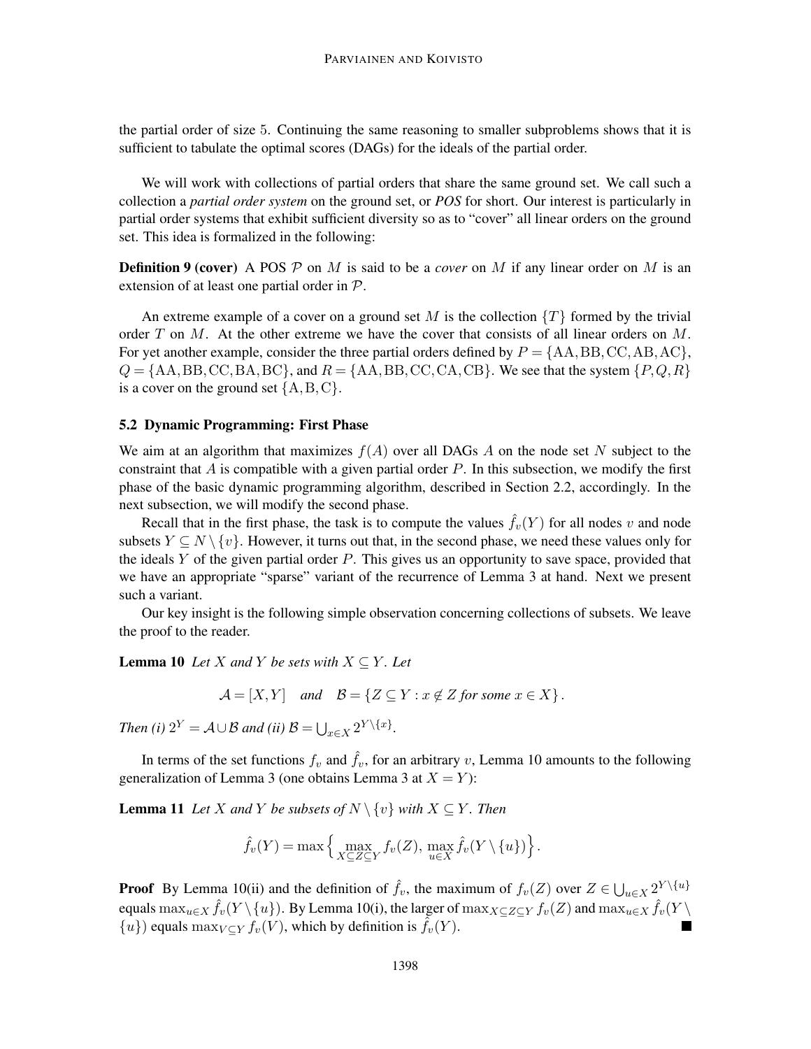the partial order of size 5. Continuing the same reasoning to smaller subproblems shows that it is sufficient to tabulate the optimal scores (DAGs) for the ideals of the partial order.

We will work with collections of partial orders that share the same ground set. We call such a collection a *partial order system* on the ground set, or *POS* for short. Our interest is particularly in partial order systems that exhibit sufficient diversity so as to "cover" all linear orders on the ground set. This idea is formalized in the following:

**Definition 9 (cover)** A POS $\mathcal{P}$ on $M$ is said to be a *cover* on $M$ if any linear order on $M$ is an extension of at least one partial order in $\mathcal{P}$.

An extreme example of a cover on a ground set $M$ is the collection $\{T\}$ formed by the trivial order $T$ on $M$. At the other extreme we have the cover that consists of all linear orders on $M$. For yet another example, consider the three partial orders defined by $P = \{\mathrm{AA}, \mathrm{BB}, \mathrm{CC}, \mathrm{AB}, \mathrm{AC}\}$, $Q = \{\mathrm{AA}, \mathrm{BB}, \mathrm{CC}, \mathrm{BA}, \mathrm{BC}\}$, and $R = \{\mathrm{AA}, \mathrm{BB}, \mathrm{CC}, \mathrm{CA}, \mathrm{CB}\}$. We see that the system $\{P, Q, R\}$ is a cover on the ground set $\{\mathrm{A}, \mathrm{B}, \mathrm{C}\}$.

### 5.2 Dynamic Programming: First Phase

We aim at an algorithm that maximizes $f(A)$ over all DAGs $A$ on the node set $N$ subject to the constraint that $A$ is compatible with a given partial order $P$. In this subsection, we modify the first phase of the basic dynamic programming algorithm, described in Section 2.2, accordingly. In the next subsection, we will modify the second phase.

Recall that in the first phase, the task is to compute the values $\hat{f}_v(Y)$ for all nodes $v$ and node subsets $Y \subseteq N \setminus \{v\}$. However, it turns out that, in the second phase, we need these values only for the ideals $Y$ of the given partial order $P$. This gives us an opportunity to save space, provided that we have an appropriate "sparse" variant of the recurrence of Lemma 3 at hand. Next we present such a variant.

Our key insight is the following simple observation concerning collections of subsets. We leave the proof to the reader.

**Lemma 10** *Let $X$ and $Y$ be sets with $X \subseteq Y$. Let*

$$\mathcal{A} = [X, Y] \quad \text{and} \quad \mathcal{B} = \{Z \subseteq Y : x \notin Z \text{ for some } x \in X\}.$$

*Then (i) $2^Y = \mathcal{A} \cup \mathcal{B}$ and (ii) $\mathcal{B} = \bigcup_{x \in X} 2^{Y \setminus \{x\}}$.*

In terms of the set functions $f_v$ and $\hat{f}_v$, for an arbitrary $v$, Lemma 10 amounts to the following generalization of Lemma 3 (one obtains Lemma 3 at $X = Y$):

**Lemma 11** *Let $X$ and $Y$ be subsets of $N \setminus \{v\}$ with $X \subseteq Y$. Then*

$$\hat{f}_v(Y) = \max\Big\{ \max_{X \subseteq Z \subseteq Y} f_v(Z),\, \max_{u \in X} \hat{f}_v(Y \setminus \{u\}) \Big\}.$$

**Proof** By Lemma 10(ii) and the definition of $\hat{f}_v$, the maximum of $f_v(Z)$ over $Z \in \bigcup_{u \in X} 2^{Y \setminus \{u\}}$ equals $\max_{u \in X} \hat{f}_v(Y \setminus \{u\})$. By Lemma 10(i), the larger of $\max_{X \subseteq Z \subseteq Y} f_v(Z)$ and $\max_{u \in X} \hat{f}_v(Y \setminus \{u\})$ equals $\max_{V \subseteq Y} f_v(V)$, which by definition is $\hat{f}_v(Y)$. ■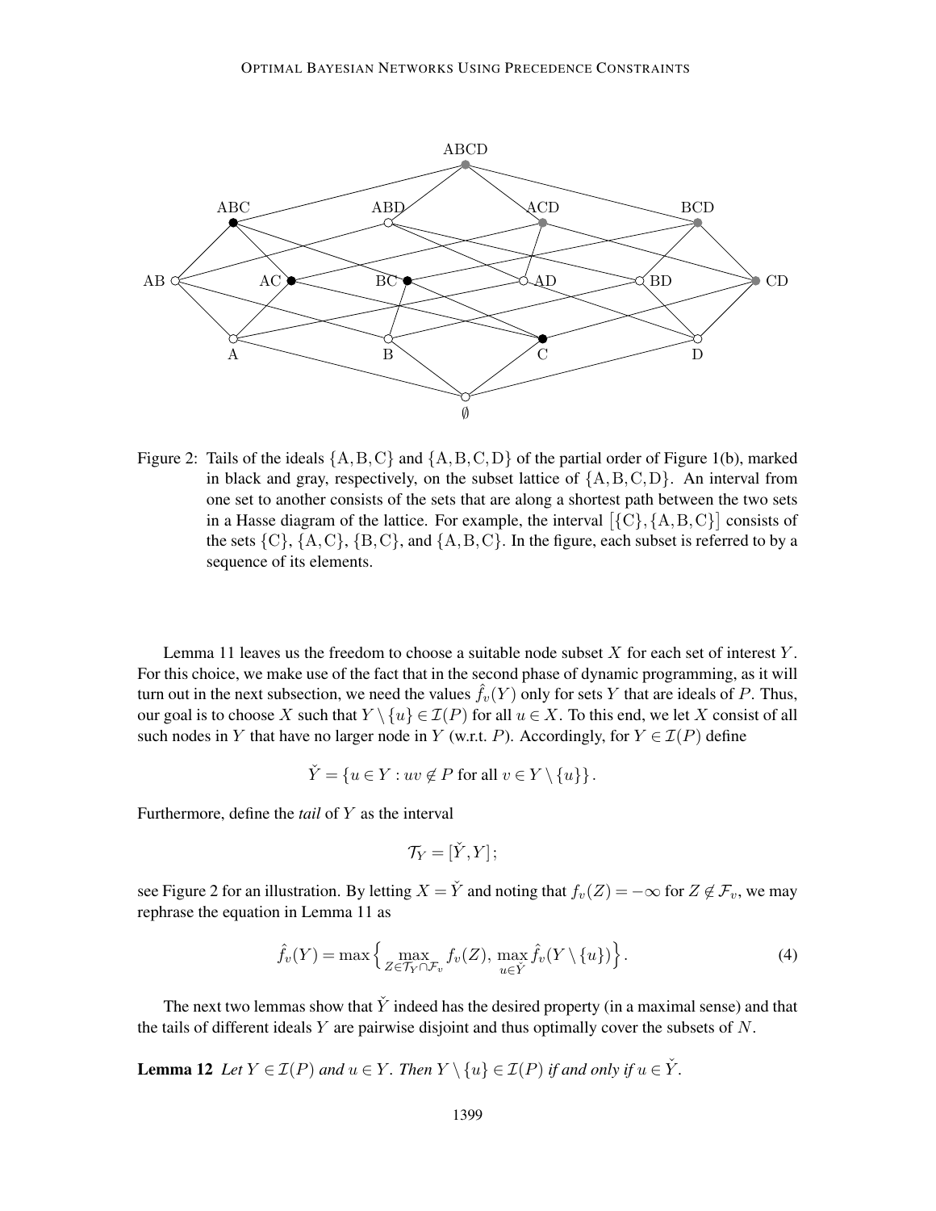Figure 2: Tails of the ideals $\{A, B, C\}$ and $\{A, B, C, D\}$ of the partial order of Figure 1(b), marked in black and gray, respectively, on the subset lattice of $\{A, B, C, D\}$. An interval from one set to another consists of the sets that are along a shortest path between the two sets in a Hasse diagram of the lattice. For example, the interval $\big[\{C\}, \{A, B, C\}\big]$ consists of the sets $\{C\}$, $\{A, C\}$, $\{B, C\}$, and $\{A, B, C\}$. In the figure, each subset is referred to by a sequence of its elements.

Lemma 11 leaves us the freedom to choose a suitable node subset $X$ for each set of interest $Y$. For this choice, we make use of the fact that in the second phase of dynamic programming, as it will turn out in the next subsection, we need the values $\hat{f}_v(Y)$ only for sets $Y$ that are ideals of $P$. Thus, our goal is to choose $X$ such that $Y \setminus \{u\} \in \mathcal{I}(P)$ for all $u \in X$. To this end, we let $X$ consist of all such nodes in $Y$ that have no larger node in $Y$ (w.r.t. $P$). Accordingly, for $Y \in \mathcal{I}(P)$ define

$$\check{Y} = \{u \in Y : uv \notin P \text{ for all } v \in Y \setminus \{u\}\}.$$

Furthermore, define the *tail* of $Y$ as the interval

$$\mathcal{T}_Y = [\check{Y}, Y];$$

see Figure 2 for an illustration. By letting $X = \check{Y}$ and noting that $f_v(Z) = -\infty$ for $Z \notin \mathcal{F}_v$, we may rephrase the equation in Lemma 11 as

$$\hat{f}_v(Y) = \max\Big\{ \max_{Z \in \mathcal{T}_Y \cap \mathcal{F}_v} f_v(Z),\ \max_{u \in \check{Y}} \hat{f}_v(Y \setminus \{u\}) \Big\}. \tag{4}$$

The next two lemmas show that $\check{Y}$ indeed has the desired property (in a maximal sense) and that the tails of different ideals $Y$ are pairwise disjoint and thus optimally cover the subsets of $N$.

**Lemma 12** *Let $Y \in \mathcal{I}(P)$ and $u \in Y$. Then $Y \setminus \{u\} \in \mathcal{I}(P)$ if and only if $u \in \check{Y}$.*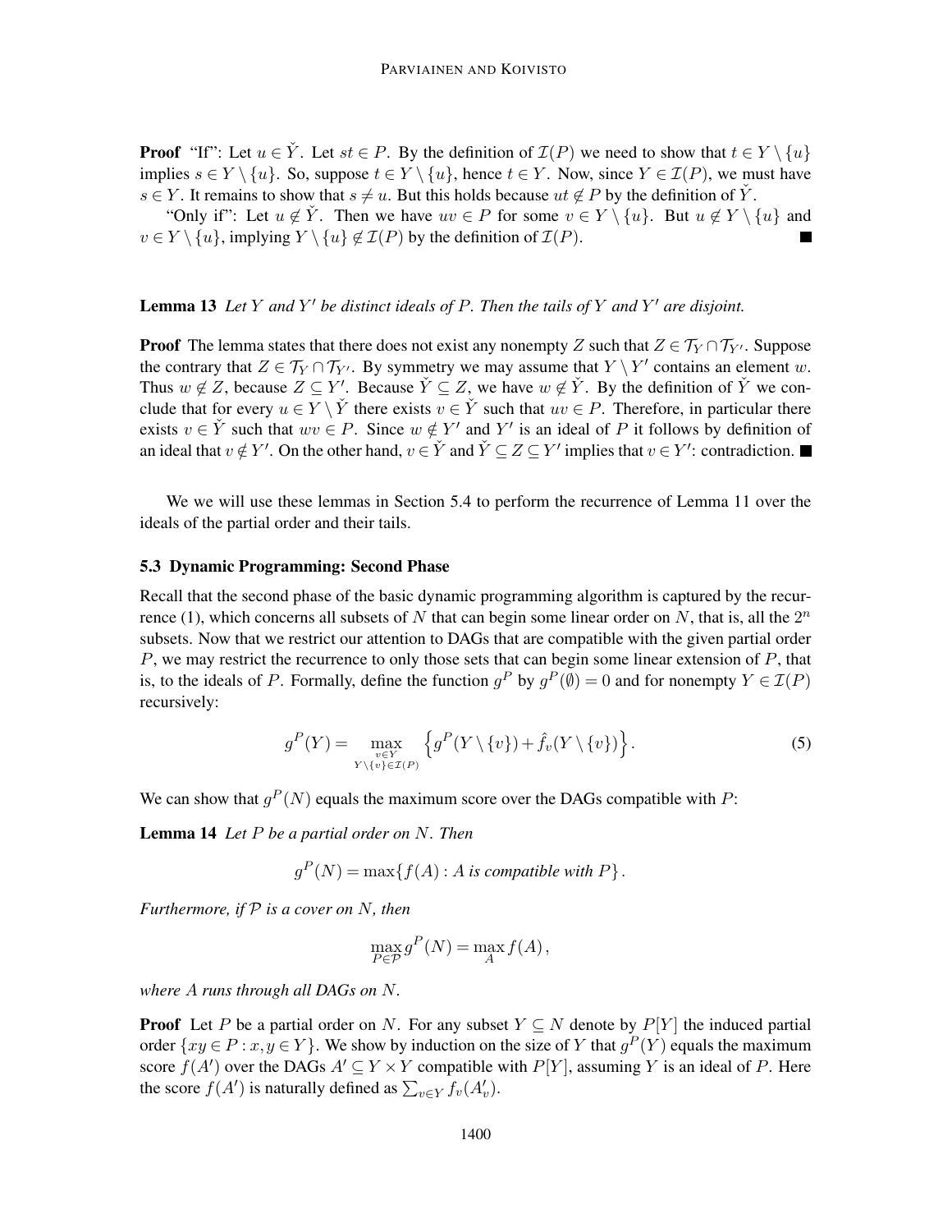**Proof** "If": Let $u \in \check{Y}$. Let $st \in P$. By the definition of $\mathcal{I}(P)$ we need to show that $t \in Y \setminus \{u\}$ implies $s \in Y \setminus \{u\}$. So, suppose $t \in Y \setminus \{u\}$, hence $t \in Y$. Now, since $Y \in \mathcal{I}(P)$, we must have $s \in Y$. It remains to show that $s \neq u$. But this holds because $ut \notin P$ by the definition of $\check{Y}$.

"Only if": Let $u \notin \check{Y}$. Then we have $uv \in P$ for some $v \in Y \setminus \{u\}$. But $u \notin Y \setminus \{u\}$ and $v \in Y \setminus \{u\}$, implying $Y \setminus \{u\} \notin \mathcal{I}(P)$ by the definition of $\mathcal{I}(P)$. ∎

**Lemma 13** *Let $Y$ and $Y'$ be distinct ideals of $P$. Then the tails of $Y$ and $Y'$ are disjoint.*

**Proof** The lemma states that there does not exist any nonempty $Z$ such that $Z \in \mathcal{T}_Y \cap \mathcal{T}_{Y'}$. Suppose the contrary that $Z \in \mathcal{T}_Y \cap \mathcal{T}_{Y'}$. By symmetry we may assume that $Y \setminus Y'$ contains an element $w$. Thus $w \notin Z$, because $Z \subseteq Y'$. Because $\check{Y} \subseteq Z$, we have $w \notin \check{Y}$. By the definition of $\check{Y}$ we conclude that for every $u \in Y \setminus \check{Y}$ there exists $v \in \check{Y}$ such that $uv \in P$. Therefore, in particular there exists $v \in \check{Y}$ such that $wv \in P$. Since $w \notin Y'$ and $Y'$ is an ideal of $P$ it follows by definition of an ideal that $v \notin Y'$. On the other hand, $v \in \check{Y}$ and $\check{Y} \subseteq Z \subseteq Y'$ implies that $v \in Y'$: contradiction. ∎

We we will use these lemmas in Section 5.4 to perform the recurrence of Lemma 11 over the ideals of the partial order and their tails.

### 5.3 Dynamic Programming: Second Phase

Recall that the second phase of the basic dynamic programming algorithm is captured by the recurrence (1), which concerns all subsets of $N$ that can begin some linear order on $N$, that is, all the $2^n$ subsets. Now that we restrict our attention to DAGs that are compatible with the given partial order $P$, we may restrict the recurrence to only those sets that can begin some linear extension of $P$, that is, to the ideals of $P$. Formally, define the function $g^P$ by $g^P(\emptyset) = 0$ and for nonempty $Y \in \mathcal{I}(P)$ recursively:

$$g^P(Y) = \max_{\substack{v \in Y \\ Y \setminus \{v\} \in \mathcal{I}(P)}} \left\{ g^P(Y \setminus \{v\}) + \hat{f}_v(Y \setminus \{v\}) \right\}. \tag{5}$$

We can show that $g^P(N)$ equals the maximum score over the DAGs compatible with $P$:

**Lemma 14** *Let $P$ be a partial order on $N$. Then*

$$g^P(N) = \max\{f(A) : A \text{ is compatible with } P\}.$$

*Furthermore, if $\mathcal{P}$ is a cover on $N$, then*

$$\max_{P \in \mathcal{P}} g^P(N) = \max_A f(A),$$

*where $A$ runs through all DAGs on $N$.*

**Proof** Let $P$ be a partial order on $N$. For any subset $Y \subseteq N$ denote by $P[Y]$ the induced partial order $\{xy \in P : x, y \in Y\}$. We show by induction on the size of $Y$ that $g^P(Y)$ equals the maximum score $f(A')$ over the DAGs $A' \subseteq Y \times Y$ compatible with $P[Y]$, assuming $Y$ is an ideal of $P$. Here the score $f(A')$ is naturally defined as $\sum_{v \in Y} f_v(A'_v)$.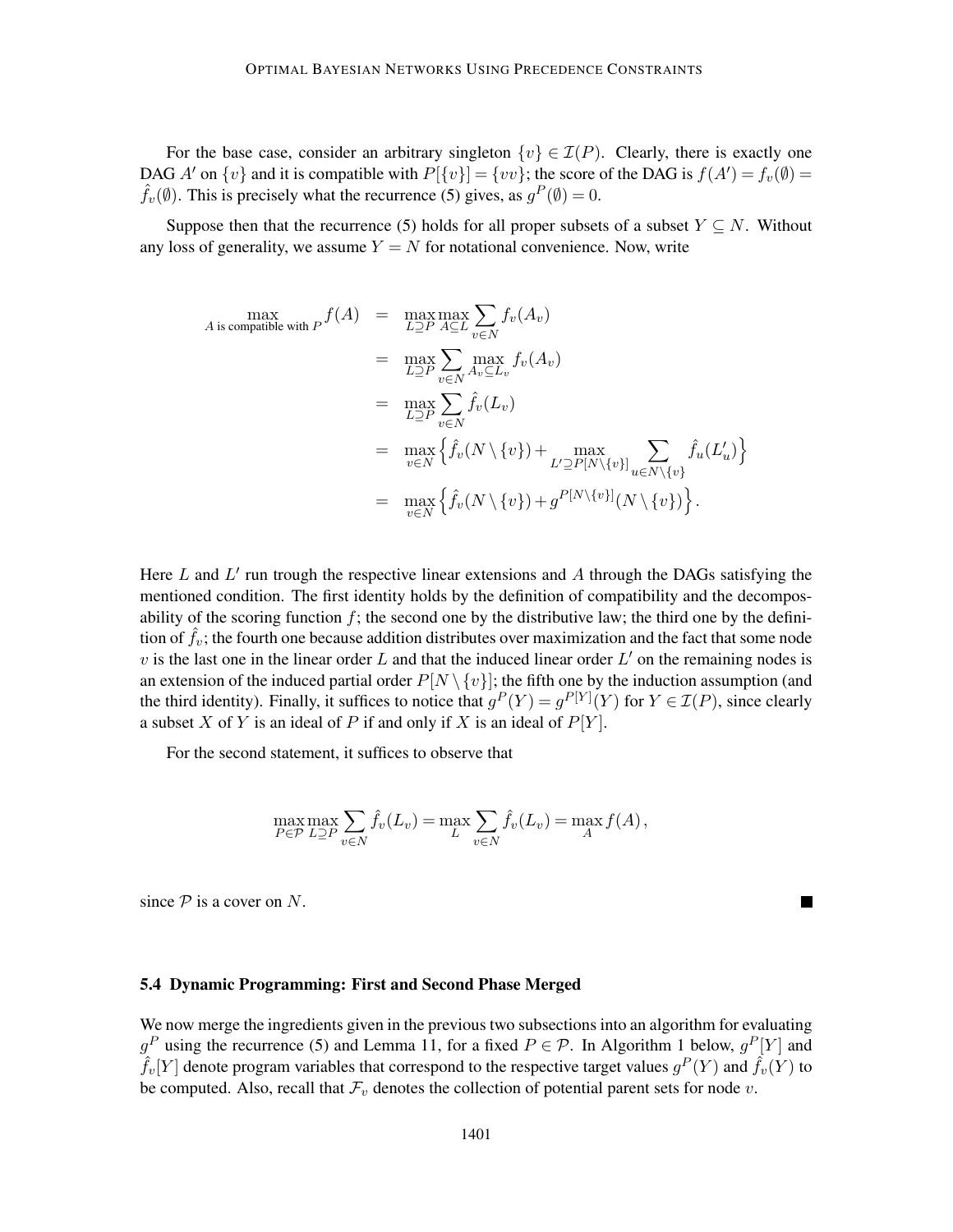For the base case, consider an arbitrary singleton $\{v\} \in \mathcal{I}(P)$. Clearly, there is exactly one DAG $A'$ on $\{v\}$ and it is compatible with $P[\{v\}] = \{vv\}$; the score of the DAG is $f(A') = f_v(\emptyset) = \hat{f}_v(\emptyset)$. This is precisely what the recurrence (5) gives, as $g^P(\emptyset) = 0$.

Suppose then that the recurrence (5) holds for all proper subsets of a subset $Y \subseteq N$. Without any loss of generality, we assume $Y = N$ for notational convenience. Now, write

$$
\begin{aligned}
\max_{A \text{ is compatible with } P} f(A) &= \max_{L \supseteq P} \max_{A \subseteq L} \sum_{v \in N} f_v(A_v) \\
&= \max_{L \supseteq P} \sum_{v \in N} \max_{A_v \subseteq L_v} f_v(A_v) \\
&= \max_{L \supseteq P} \sum_{v \in N} \hat{f}_v(L_v) \\
&= \max_{v \in N} \Big\{ \hat{f}_v(N \setminus \{v\}) + \max_{L' \supseteq P[N \setminus \{v\}]} \sum_{u \in N \setminus \{v\}} \hat{f}_u(L'_u) \Big\} \\
&= \max_{v \in N} \Big\{ \hat{f}_v(N \setminus \{v\}) + g^{P[N \setminus \{v\}]}(N \setminus \{v\}) \Big\}.
\end{aligned}
$$

Here $L$ and $L'$ run trough the respective linear extensions and $A$ through the DAGs satisfying the mentioned condition. The first identity holds by the definition of compatibility and the decomposability of the scoring function $f$; the second one by the distributive law; the third one by the definition of $\hat{f}_v$; the fourth one because addition distributes over maximization and the fact that some node $v$ is the last one in the linear order $L$ and that the induced linear order $L'$ on the remaining nodes is an extension of the induced partial order $P[N \setminus \{v\}]$; the fifth one by the induction assumption (and the third identity). Finally, it suffices to notice that $g^P(Y) = g^{P[Y]}(Y)$ for $Y \in \mathcal{I}(P)$, since clearly a subset $X$ of $Y$ is an ideal of $P$ if and only if $X$ is an ideal of $P[Y]$.

For the second statement, it suffices to observe that

$$
\max_{P \in \mathcal{P}} \max_{L \supseteq P} \sum_{v \in N} \hat{f}_v(L_v) = \max_{L} \sum_{v \in N} \hat{f}_v(L_v) = \max_{A} f(A),
$$

since $\mathcal{P}$ is a cover on $N$. ∎

### 5.4 Dynamic Programming: First and Second Phase Merged

We now merge the ingredients given in the previous two subsections into an algorithm for evaluating $g^P$ using the recurrence (5) and Lemma 11, for a fixed $P \in \mathcal{P}$. In Algorithm 1 below, $g^P[Y]$ and $\hat{f}_v[Y]$ denote program variables that correspond to the respective target values $g^P(Y)$ and $\hat{f}_v(Y)$ to be computed. Also, recall that $\mathcal{F}_v$ denotes the collection of potential parent sets for node $v$.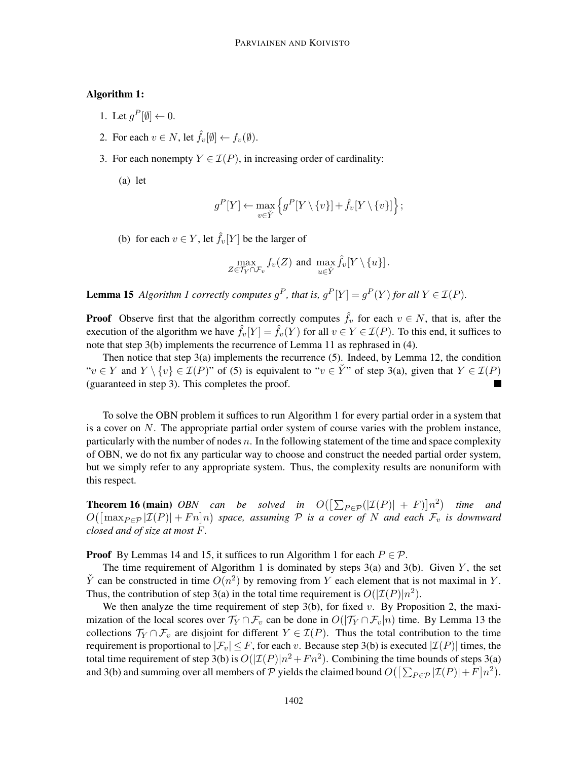**Algorithm 1:**

1. Let $g^P[\emptyset] \leftarrow 0$.
2. For each $v \in N$, let $\hat{f}_v[\emptyset] \leftarrow f_v(\emptyset)$.
3. For each nonempty $Y \in \mathcal{I}(P)$, in increasing order of cardinality:

   (a) let

   $$g^P[Y] \leftarrow \max_{v \in \check{Y}} \Big\{ g^P[Y \setminus \{v\}] + \hat{f}_v[Y \setminus \{v\}] \Big\};$$

   (b) for each $v \in Y$, let $\hat{f}_v[Y]$ be the larger of

   $$\max_{Z \in \mathcal{T}_Y \cap \mathcal{F}_v} f_v(Z) \text{ and } \max_{u \in \check{Y}} \hat{f}_v[Y \setminus \{u\}].$$

**Lemma 15** *Algorithm 1 correctly computes $g^P$, that is, $g^P[Y] = g^P(Y)$ for all $Y \in \mathcal{I}(P)$.*

**Proof** Observe first that the algorithm correctly computes $\hat{f}_v$ for each $v \in N$, that is, after the execution of the algorithm we have $\hat{f}_v[Y] = \hat{f}_v(Y)$ for all $v \in Y \in \mathcal{I}(P)$. To this end, it suffices to note that step 3(b) implements the recurrence of Lemma 11 as rephrased in (4).

Then notice that step 3(a) implements the recurrence (5). Indeed, by Lemma 12, the condition "$v \in Y$ and $Y \setminus \{v\} \in \mathcal{I}(P)$" of (5) is equivalent to "$v \in \check{Y}$" of step 3(a), given that $Y \in \mathcal{I}(P)$ (guaranteed in step 3). This completes the proof. ■

To solve the OBN problem it suffices to run Algorithm 1 for every partial order in a system that is a cover on $N$. The appropriate partial order system of course varies with the problem instance, particularly with the number of nodes $n$. In the following statement of the time and space complexity of OBN, we do not fix any particular way to choose and construct the needed partial order system, but we simply refer to any appropriate system. Thus, the complexity results are nonuniform with this respect.

**Theorem 16 (main)** *OBN can be solved in $O\big(\big[\sum_{P \in \mathcal{P}}(|\mathcal{I}(P)| + F)\big]n^2\big)$ time and $O\big(\big[\max_{P \in \mathcal{P}} |\mathcal{I}(P)| + Fn\big]n\big)$ space, assuming $\mathcal{P}$ is a cover of $N$ and each $\mathcal{F}_v$ is downward closed and of size at most $F$.*

**Proof** By Lemmas 14 and 15, it suffices to run Algorithm 1 for each $P \in \mathcal{P}$.

The time requirement of Algorithm 1 is dominated by steps 3(a) and 3(b). Given $Y$, the set $\check{Y}$ can be constructed in time $O(n^2)$ by removing from $Y$ each element that is not maximal in $Y$. Thus, the contribution of step 3(a) in the total time requirement is $O(|\mathcal{I}(P)|n^2)$.

We then analyze the time requirement of step 3(b), for fixed $v$. By Proposition 2, the maximization of the local scores over $\mathcal{T}_Y \cap \mathcal{F}_v$ can be done in $O(|\mathcal{T}_Y \cap \mathcal{F}_v|n)$ time. By Lemma 13 the collections $\mathcal{T}_Y \cap \mathcal{F}_v$ are disjoint for different $Y \in \mathcal{I}(P)$. Thus the total contribution to the time requirement is proportional to $|\mathcal{F}_v| \leq F$, for each $v$. Because step 3(b) is executed $|\mathcal{I}(P)|$ times, the total time requirement of step 3(b) is $O(|\mathcal{I}(P)|n^2 + Fn^2)$. Combining the time bounds of steps 3(a) and 3(b) and summing over all members of $\mathcal{P}$ yields the claimed bound $O\big(\big[\sum_{P \in \mathcal{P}} |\mathcal{I}(P)| + F\big]n^2\big)$.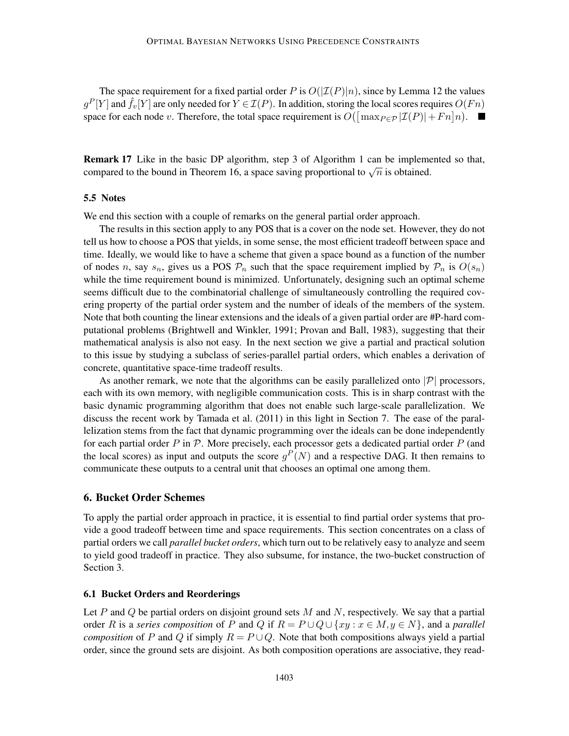The space requirement for a fixed partial order $P$ is $O(|\mathcal{I}(P)|n)$, since by Lemma 12 the values $g^P[Y]$ and $\hat{f}_v[Y]$ are only needed for $Y \in \mathcal{I}(P)$. In addition, storing the local scores requires $O(Fn)$ space for each node $v$. Therefore, the total space requirement is $O([\max_{P\in\mathcal{P}} |\mathcal{I}(P)| + Fn]n)$. ■

**Remark 17** Like in the basic DP algorithm, step 3 of Algorithm 1 can be implemented so that, compared to the bound in Theorem 16, a space saving proportional to $\sqrt{n}$ is obtained.

### 5.5 Notes

We end this section with a couple of remarks on the general partial order approach.

The results in this section apply to any POS that is a cover on the node set. However, they do not tell us how to choose a POS that yields, in some sense, the most efficient tradeoff between space and time. Ideally, we would like to have a scheme that given a space bound as a function of the number of nodes $n$, say $s_n$, gives us a POS $\mathcal{P}_n$ such that the space requirement implied by $\mathcal{P}_n$ is $O(s_n)$ while the time requirement bound is minimized. Unfortunately, designing such an optimal scheme seems difficult due to the combinatorial challenge of simultaneously controlling the required covering property of the partial order system and the number of ideals of the members of the system. Note that both counting the linear extensions and the ideals of a given partial order are #P-hard computational problems (Brightwell and Winkler, 1991; Provan and Ball, 1983), suggesting that their mathematical analysis is also not easy. In the next section we give a partial and practical solution to this issue by studying a subclass of series-parallel partial orders, which enables a derivation of concrete, quantitative space-time tradeoff results.

As another remark, we note that the algorithms can be easily parallelized onto $|\mathcal{P}|$ processors, each with its own memory, with negligible communication costs. This is in sharp contrast with the basic dynamic programming algorithm that does not enable such large-scale parallelization. We discuss the recent work by Tamada et al. (2011) in this light in Section 7. The ease of the parallelization stems from the fact that dynamic programming over the ideals can be done independently for each partial order $P$ in $\mathcal{P}$. More precisely, each processor gets a dedicated partial order $P$ (and the local scores) as input and outputs the score $g^P(N)$ and a respective DAG. It then remains to communicate these outputs to a central unit that chooses an optimal one among them.

## 6. Bucket Order Schemes

To apply the partial order approach in practice, it is essential to find partial order systems that provide a good tradeoff between time and space requirements. This section concentrates on a class of partial orders we call *parallel bucket orders*, which turn out to be relatively easy to analyze and seem to yield good tradeoff in practice. They also subsume, for instance, the two-bucket construction of Section 3.

### 6.1 Bucket Orders and Reorderings

Let $P$ and $Q$ be partial orders on disjoint ground sets $M$ and $N$, respectively. We say that a partial order $R$ is a *series composition* of $P$ and $Q$ if $R = P \cup Q \cup \{xy : x \in M, y \in N\}$, and a *parallel composition* of $P$ and $Q$ if simply $R = P \cup Q$. Note that both compositions always yield a partial order, since the ground sets are disjoint. As both composition operations are associative, they read-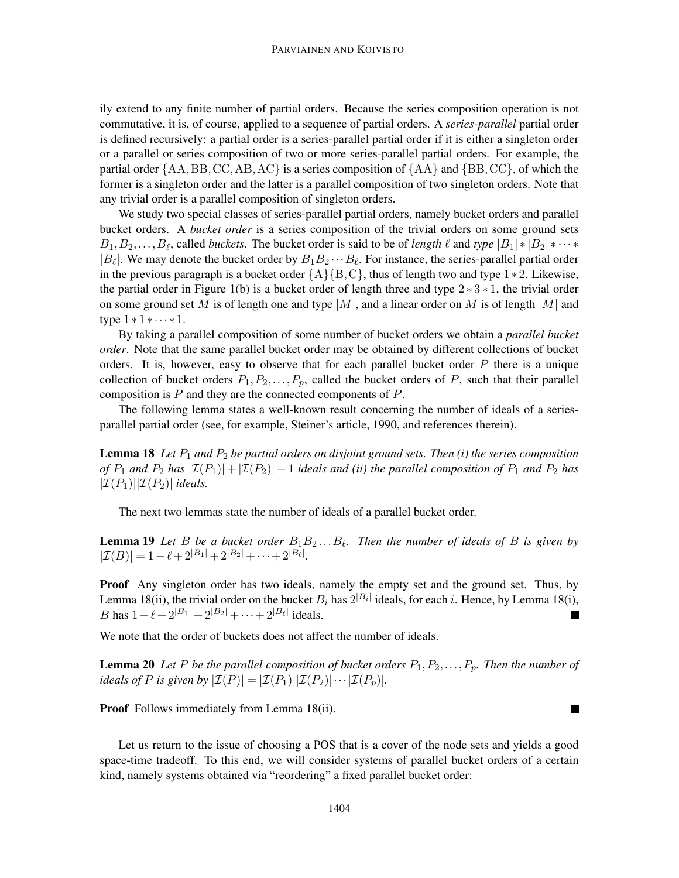ily extend to any finite number of partial orders. Because the series composition operation is not commutative, it is, of course, applied to a sequence of partial orders. A *series-parallel* partial order is defined recursively: a partial order is a series-parallel partial order if it is either a singleton order or a parallel or series composition of two or more series-parallel partial orders. For example, the partial order $\{\mathrm{AA}, \mathrm{BB}, \mathrm{CC}, \mathrm{AB}, \mathrm{AC}\}$ is a series composition of $\{\mathrm{AA}\}$ and $\{\mathrm{BB}, \mathrm{CC}\}$, of which the former is a singleton order and the latter is a parallel composition of two singleton orders. Note that any trivial order is a parallel composition of singleton orders.

We study two special classes of series-parallel partial orders, namely bucket orders and parallel bucket orders. A *bucket order* is a series composition of the trivial orders on some ground sets $B_1, B_2, \ldots, B_\ell$, called *buckets*. The bucket order is said to be of *length* $\ell$ and *type* $|B_1| * |B_2| * \cdots * |B_\ell|$. We may denote the bucket order by $B_1 B_2 \cdots B_\ell$. For instance, the series-parallel partial order in the previous paragraph is a bucket order $\{\mathrm{A}\}\{\mathrm{B}, \mathrm{C}\}$, thus of length two and type $1 * 2$. Likewise, the partial order in Figure 1(b) is a bucket order of length three and type $2 * 3 * 1$, the trivial order on some ground set $M$ is of length one and type $|M|$, and a linear order on $M$ is of length $|M|$ and type $1 * 1 * \cdots * 1$.

By taking a parallel composition of some number of bucket orders we obtain a *parallel bucket order*. Note that the same parallel bucket order may be obtained by different collections of bucket orders. It is, however, easy to observe that for each parallel bucket order $P$ there is a unique collection of bucket orders $P_1, P_2, \ldots, P_p$, called the bucket orders of $P$, such that their parallel composition is $P$ and they are the connected components of $P$.

The following lemma states a well-known result concerning the number of ideals of a series-parallel partial order (see, for example, Steiner's article, 1990, and references therein).

**Lemma 18** *Let $P_1$ and $P_2$ be partial orders on disjoint ground sets. Then (i) the series composition of $P_1$ and $P_2$ has $|\mathcal{I}(P_1)| + |\mathcal{I}(P_2)| - 1$ ideals and (ii) the parallel composition of $P_1$ and $P_2$ has $|\mathcal{I}(P_1)||\mathcal{I}(P_2)|$ ideals.*

The next two lemmas state the number of ideals of a parallel bucket order.

**Lemma 19** *Let $B$ be a bucket order $B_1 B_2 \ldots B_\ell$. Then the number of ideals of $B$ is given by $|\mathcal{I}(B)| = 1 - \ell + 2^{|B_1|} + 2^{|B_2|} + \cdots + 2^{|B_\ell|}$.*

**Proof** Any singleton order has two ideals, namely the empty set and the ground set. Thus, by Lemma 18(ii), the trivial order on the bucket $B_i$ has $2^{|B_i|}$ ideals, for each $i$. Hence, by Lemma 18(i), $B$ has $1 - \ell + 2^{|B_1|} + 2^{|B_2|} + \cdots + 2^{|B_\ell|}$ ideals. ■

We note that the order of buckets does not affect the number of ideals.

**Lemma 20** *Let $P$ be the parallel composition of bucket orders $P_1, P_2, \ldots, P_p$. Then the number of ideals of $P$ is given by $|\mathcal{I}(P)| = |\mathcal{I}(P_1)||\mathcal{I}(P_2)| \cdots |\mathcal{I}(P_p)|$.*

**Proof** Follows immediately from Lemma 18(ii). ■

Let us return to the issue of choosing a POS that is a cover of the node sets and yields a good space-time tradeoff. To this end, we will consider systems of parallel bucket orders of a certain kind, namely systems obtained via "reordering" a fixed parallel bucket order: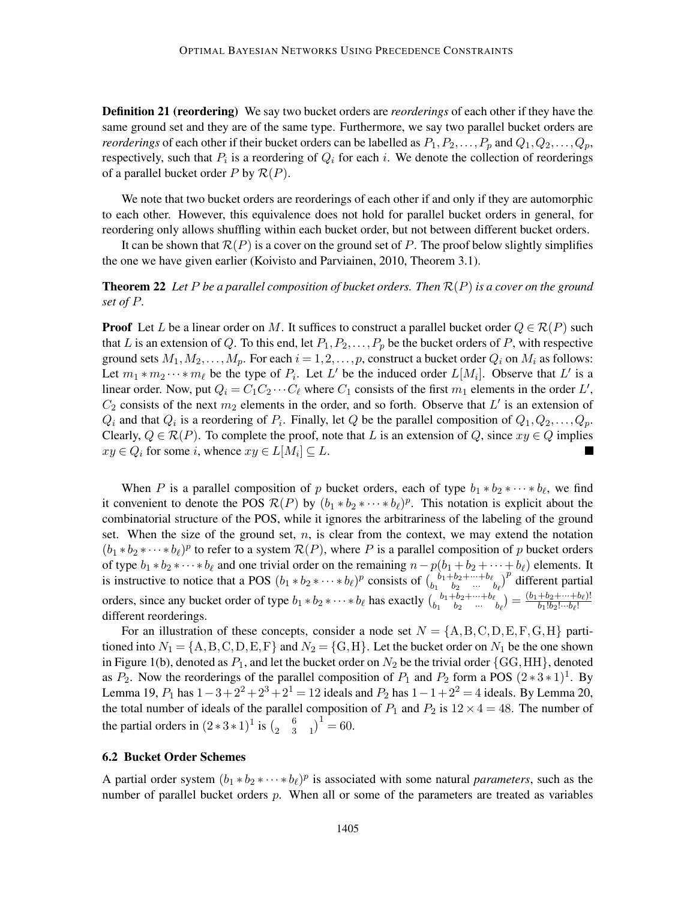**Definition 21 (reordering)** We say two bucket orders are *reorderings* of each other if they have the same ground set and they are of the same type. Furthermore, we say two parallel bucket orders are *reorderings* of each other if their bucket orders can be labelled as $P_1, P_2, \ldots, P_p$ and $Q_1, Q_2, \ldots, Q_p$, respectively, such that $P_i$ is a reordering of $Q_i$ for each $i$. We denote the collection of reorderings of a parallel bucket order $P$ by $\mathcal{R}(P)$.

We note that two bucket orders are reorderings of each other if and only if they are automorphic to each other. However, this equivalence does not hold for parallel bucket orders in general, for reordering only allows shuffling within each bucket order, but not between different bucket orders.

It can be shown that $\mathcal{R}(P)$ is a cover on the ground set of $P$. The proof below slightly simplifies the one we have given earlier (Koivisto and Parviainen, 2010, Theorem 3.1).

**Theorem 22** *Let $P$ be a parallel composition of bucket orders. Then $\mathcal{R}(P)$ is a cover on the ground set of $P$.*

**Proof** Let $L$ be a linear order on $M$. It suffices to construct a parallel bucket order $Q \in \mathcal{R}(P)$ such that $L$ is an extension of $Q$. To this end, let $P_1, P_2, \ldots, P_p$ be the bucket orders of $P$, with respective ground sets $M_1, M_2, \ldots, M_p$. For each $i = 1, 2, \ldots, p$, construct a bucket order $Q_i$ on $M_i$ as follows: Let $m_1 * m_2 \cdots * m_\ell$ be the type of $P_i$. Let $L'$ be the induced order $L[M_i]$. Observe that $L'$ is a linear order. Now, put $Q_i = C_1 C_2 \cdots C_\ell$ where $C_1$ consists of the first $m_1$ elements in the order $L'$, $C_2$ consists of the next $m_2$ elements in the order, and so forth. Observe that $L'$ is an extension of $Q_i$ and that $Q_i$ is a reordering of $P_i$. Finally, let $Q$ be the parallel composition of $Q_1, Q_2, \ldots, Q_p$. Clearly, $Q \in \mathcal{R}(P)$. To complete the proof, note that $L$ is an extension of $Q$, since $xy \in Q$ implies $xy \in Q_i$ for some $i$, whence $xy \in L[M_i] \subseteq L$. ■

When $P$ is a parallel composition of $p$ bucket orders, each of type $b_1 * b_2 * \cdots * b_\ell$, we find it convenient to denote the POS $\mathcal{R}(P)$ by $(b_1 * b_2 * \cdots * b_\ell)^p$. This notation is explicit about the combinatorial structure of the POS, while it ignores the arbitrariness of the labeling of the ground set. When the size of the ground set, $n$, is clear from the context, we may extend the notation $(b_1 * b_2 * \cdots * b_\ell)^p$ to refer to a system $\mathcal{R}(P)$, where $P$ is a parallel composition of $p$ bucket orders of type $b_1 * b_2 * \cdots * b_\ell$ and one trivial order on the remaining $n - p(b_1 + b_2 + \cdots + b_\ell)$ elements. It is instructive to notice that a POS $(b_1 * b_2 * \cdots * b_\ell)^p$ consists of $\binom{b_1 + b_2 + \cdots + b_\ell}{b_1 \quad b_2 \quad \cdots \quad b_\ell}^p$ different partial orders, since any bucket order of type $b_1 * b_2 * \cdots * b_\ell$ has exactly $\binom{b_1 + b_2 + \cdots + b_\ell}{b_1 \quad b_2 \quad \cdots \quad b_\ell} = \frac{(b_1 + b_2 + \cdots + b_\ell)!}{b_1! b_2! \cdots b_\ell!}$ different reorderings.

For an illustration of these concepts, consider a node set $N = \{\mathrm{A}, \mathrm{B}, \mathrm{C}, \mathrm{D}, \mathrm{E}, \mathrm{F}, \mathrm{G}, \mathrm{H}\}$ partitioned into $N_1 = \{\mathrm{A}, \mathrm{B}, \mathrm{C}, \mathrm{D}, \mathrm{E}, \mathrm{F}\}$ and $N_2 = \{\mathrm{G}, \mathrm{H}\}$. Let the bucket order on $N_1$ be the one shown in Figure 1(b), denoted as $P_1$, and let the bucket order on $N_2$ be the trivial order $\{\mathrm{GG}, \mathrm{HH}\}$, denoted as $P_2$. Now the reorderings of the parallel composition of $P_1$ and $P_2$ form a POS $(2 * 3 * 1)^1$. By Lemma 19, $P_1$ has $1 - 3 + 2^2 + 2^3 + 2^1 = 12$ ideals and $P_2$ has $1 - 1 + 2^2 = 4$ ideals. By Lemma 20, the total number of ideals of the parallel composition of $P_1$ and $P_2$ is $12 \times 4 = 48$. The number of the partial orders in $(2 * 3 * 1)^1$ is $\binom{6}{2 \quad 3 \quad 1}^1 = 60$.

### 6.2 Bucket Order Schemes

A partial order system $(b_1 * b_2 * \cdots * b_\ell)^p$ is associated with some natural *parameters*, such as the number of parallel bucket orders $p$. When all or some of the parameters are treated as variables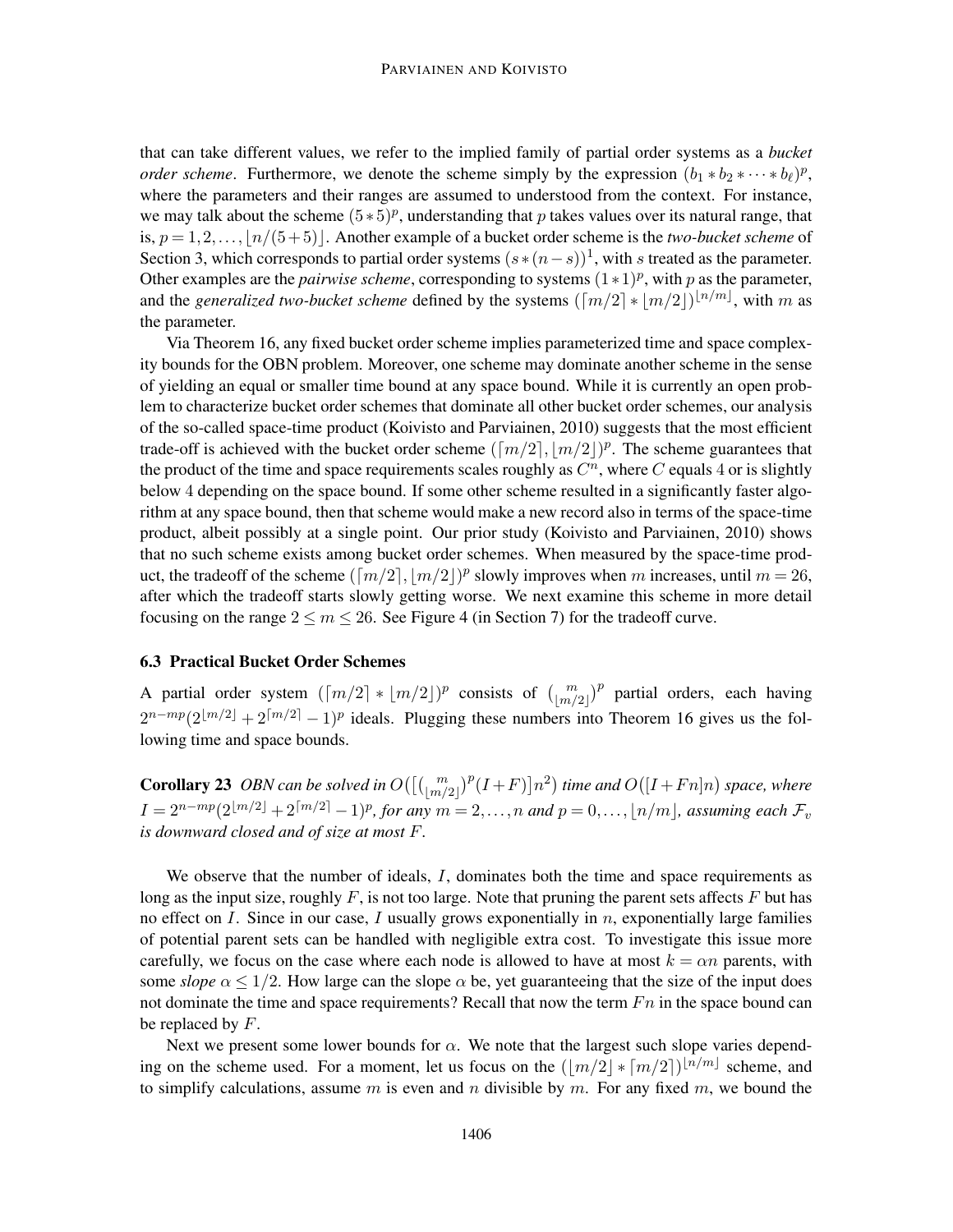that can take different values, we refer to the implied family of partial order systems as a *bucket order scheme*. Furthermore, we denote the scheme simply by the expression $(b_1 * b_2 * \cdots * b_\ell)^p$, where the parameters and their ranges are assumed to understood from the context. For instance, we may talk about the scheme $(5*5)^p$, understanding that $p$ takes values over its natural range, that is, $p = 1, 2, \ldots, \lfloor n/(5+5) \rfloor$. Another example of a bucket order scheme is the *two-bucket scheme* of Section 3, which corresponds to partial order systems $(s*(n-s))^1$, with $s$ treated as the parameter. Other examples are the *pairwise scheme*, corresponding to systems $(1*1)^p$, with $p$ as the parameter, and the *generalized two-bucket scheme* defined by the systems $(\lceil m/2 \rceil * \lfloor m/2 \rfloor)^{\lfloor n/m \rfloor}$, with $m$ as the parameter.

Via Theorem 16, any fixed bucket order scheme implies parameterized time and space complexity bounds for the OBN problem. Moreover, one scheme may dominate another scheme in the sense of yielding an equal or smaller time bound at any space bound. While it is currently an open problem to characterize bucket order schemes that dominate all other bucket order schemes, our analysis of the so-called space-time product (Koivisto and Parviainen, 2010) suggests that the most efficient trade-off is achieved with the bucket order scheme $(\lceil m/2 \rceil, \lfloor m/2 \rfloor)^p$. The scheme guarantees that the product of the time and space requirements scales roughly as $C^n$, where $C$ equals 4 or is slightly below 4 depending on the space bound. If some other scheme resulted in a significantly faster algorithm at any space bound, then that scheme would make a new record also in terms of the space-time product, albeit possibly at a single point. Our prior study (Koivisto and Parviainen, 2010) shows that no such scheme exists among bucket order schemes. When measured by the space-time product, the tradeoff of the scheme $(\lceil m/2 \rceil, \lfloor m/2 \rfloor)^p$ slowly improves when $m$ increases, until $m = 26$, after which the tradeoff starts slowly getting worse. We next examine this scheme in more detail focusing on the range $2 \leq m \leq 26$. See Figure 4 (in Section 7) for the tradeoff curve.

### 6.3 Practical Bucket Order Schemes

A partial order system $(\lceil m/2 \rceil * \lfloor m/2 \rfloor)^p$ consists of $\binom{m}{\lfloor m/2 \rfloor}^p$ partial orders, each having $2^{n-mp}(2^{\lfloor m/2 \rfloor} + 2^{\lceil m/2 \rceil} - 1)^p$ ideals. Plugging these numbers into Theorem 16 gives us the following time and space bounds.

**Corollary 23** *OBN can be solved in* $O\big(\big[\binom{m}{\lfloor m/2 \rfloor}^p (I+F)\big] n^2\big)$ *time and* $O\big([I+Fn]n\big)$ *space, where* $I = 2^{n-mp}(2^{\lfloor m/2 \rfloor} + 2^{\lceil m/2 \rceil} - 1)^p$*, for any* $m = 2, \ldots, n$ *and* $p = 0, \ldots, \lfloor n/m \rfloor$*, assuming each* $\mathcal{F}_v$ *is downward closed and of size at most* $F$*.*

We observe that the number of ideals, $I$, dominates both the time and space requirements as long as the input size, roughly $F$, is not too large. Note that pruning the parent sets affects $F$ but has no effect on $I$. Since in our case, $I$ usually grows exponentially in $n$, exponentially large families of potential parent sets can be handled with negligible extra cost. To investigate this issue more carefully, we focus on the case where each node is allowed to have at most $k = \alpha n$ parents, with some *slope* $\alpha \leq 1/2$. How large can the slope $\alpha$ be, yet guaranteeing that the size of the input does not dominate the time and space requirements? Recall that now the term $Fn$ in the space bound can be replaced by $F$.

Next we present some lower bounds for $\alpha$. We note that the largest such slope varies depending on the scheme used. For a moment, let us focus on the $(\lfloor m/2 \rfloor * \lceil m/2 \rceil)^{\lfloor n/m \rfloor}$ scheme, and to simplify calculations, assume $m$ is even and $n$ divisible by $m$. For any fixed $m$, we bound the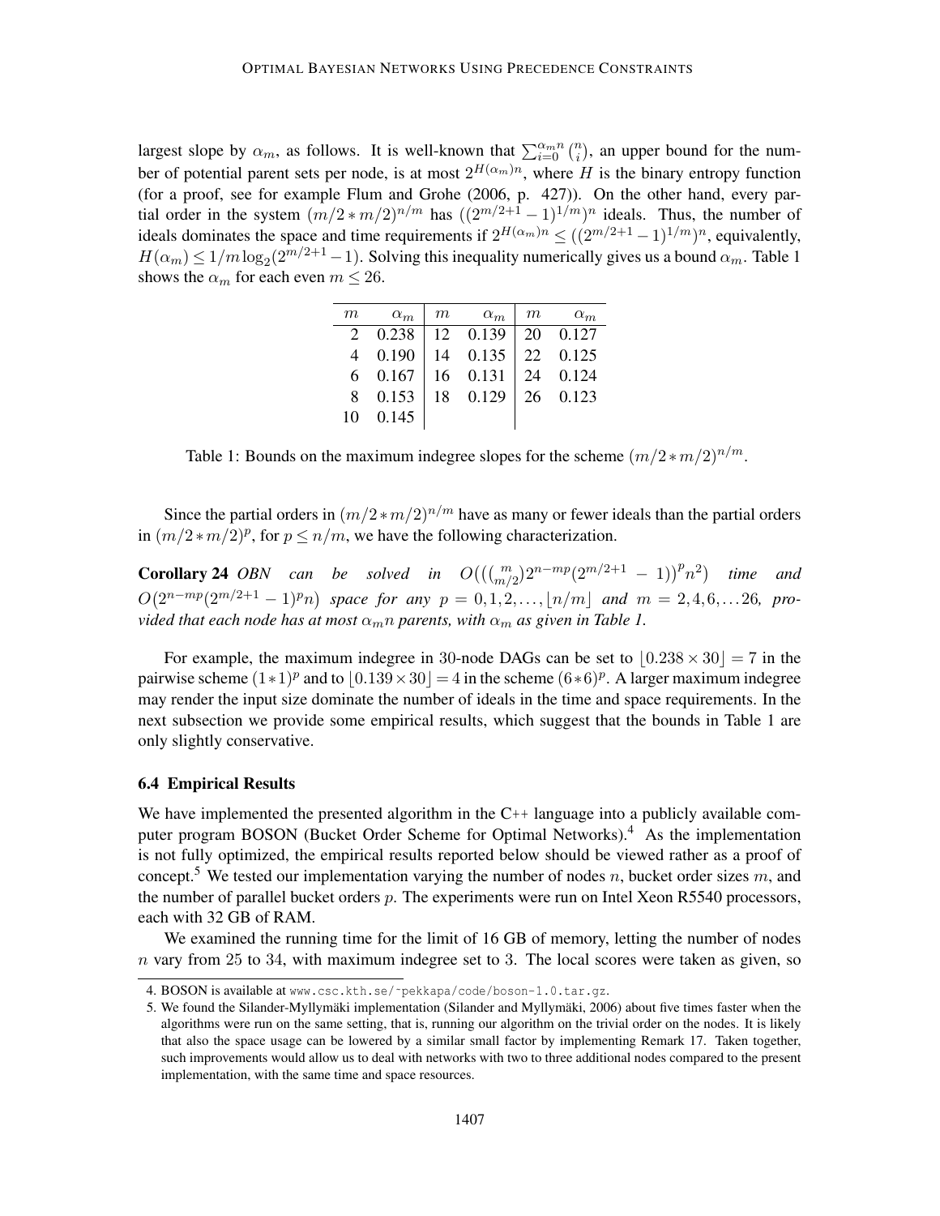largest slope by $\alpha_m$, as follows. It is well-known that $\sum_{i=0}^{\alpha_m n}\binom{n}{i}$, an upper bound for the number of potential parent sets per node, is at most $2^{H(\alpha_m)n}$, where $H$ is the binary entropy function (for a proof, see for example Flum and Grohe (2006, p. 427)). On the other hand, every partial order in the system $(m/2*m/2)^{n/m}$ has $((2^{m/2+1}-1)^{1/m})^n$ ideals. Thus, the number of ideals dominates the space and time requirements if $2^{H(\alpha_m)n} \leq ((2^{m/2+1}-1)^{1/m})^n$, equivalently, $H(\alpha_m) \leq 1/m \log_2(2^{m/2+1}-1)$. Solving this inequality numerically gives us a bound $\alpha_m$. Table 1 shows the $\alpha_m$ for each even $m \leq 26$.

| $m$ | $\alpha_m$ | $m$ | $\alpha_m$ | $m$ | $\alpha_m$ |
|---|---|---|---|---|---|
| 2 | 0.238 | 12 | 0.139 | 20 | 0.127 |
| 4 | 0.190 | 14 | 0.135 | 22 | 0.125 |
| 6 | 0.167 | 16 | 0.131 | 24 | 0.124 |
| 8 | 0.153 | 18 | 0.129 | 26 | 0.123 |
| 10 | 0.145 | | | | |

Table 1: Bounds on the maximum indegree slopes for the scheme $(m/2*m/2)^{n/m}$.

Since the partial orders in $(m/2*m/2)^{n/m}$ have as many or fewer ideals than the partial orders in $(m/2*m/2)^p$, for $p \leq n/m$, we have the following characterization.

**Corollary 24** *OBN can be solved in* $O\big(\big(\binom{m}{m/2}2^{n-mp}(2^{m/2+1}-1)\big)^p n^2\big)$ *time and* $O\big(2^{n-mp}(2^{m/2+1}-1)^p n\big)$ *space for any* $p = 0,1,2,\ldots,\lfloor n/m \rfloor$ *and* $m = 2,4,6,\ldots 26$*, provided that each node has at most* $\alpha_m n$ *parents, with* $\alpha_m$ *as given in Table 1.*

For example, the maximum indegree in 30-node DAGs can be set to $\lfloor 0.238 \times 30 \rfloor = 7$ in the pairwise scheme $(1*1)^p$ and to $\lfloor 0.139 \times 30 \rfloor = 4$ in the scheme $(6*6)^p$. A larger maximum indegree may render the input size dominate the number of ideals in the time and space requirements. In the next subsection we provide some empirical results, which suggest that the bounds in Table 1 are only slightly conservative.

### 6.4 Empirical Results

We have implemented the presented algorithm in the C++ language into a publicly available computer program BOSON (Bucket Order Scheme for Optimal Networks).[4] As the implementation is not fully optimized, the empirical results reported below should be viewed rather as a proof of concept.[5] We tested our implementation varying the number of nodes $n$, bucket order sizes $m$, and the number of parallel bucket orders $p$. The experiments were run on Intel Xeon R5540 processors, each with 32 GB of RAM.

We examined the running time for the limit of 16 GB of memory, letting the number of nodes $n$ vary from 25 to 34, with maximum indegree set to 3. The local scores were taken as given, so

4. BOSON is available at www.csc.kth.se/~pekkapa/code/boson-1.0.tar.gz.

5. We found the Silander-Myllymäki implementation (Silander and Myllymäki, 2006) about five times faster when the algorithms were run on the same setting, that is, running our algorithm on the trivial order on the nodes. It is likely that also the space usage can be lowered by a similar small factor by implementing Remark 17. Taken together, such improvements would allow us to deal with networks with two to three additional nodes compared to the present implementation, with the same time and space resources.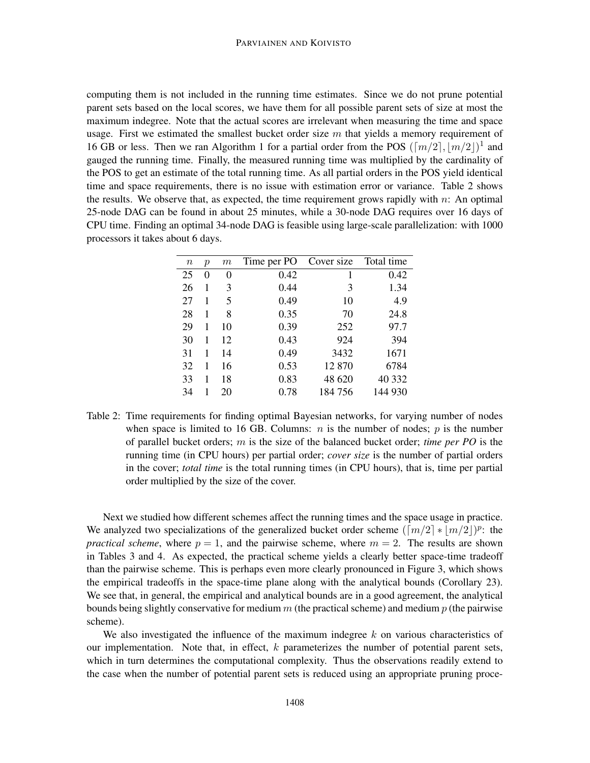computing them is not included in the running time estimates. Since we do not prune potential parent sets based on the local scores, we have them for all possible parent sets of size at most the maximum indegree. Note that the actual scores are irrelevant when measuring the time and space usage. First we estimated the smallest bucket order size $m$ that yields a memory requirement of 16 GB or less. Then we ran Algorithm 1 for a partial order from the POS $(\lceil m/2 \rceil, \lfloor m/2 \rfloor)^1$ and gauged the running time. Finally, the measured running time was multiplied by the cardinality of the POS to get an estimate of the total running time. As all partial orders in the POS yield identical time and space requirements, there is no issue with estimation error or variance. Table 2 shows the results. We observe that, as expected, the time requirement grows rapidly with $n$: An optimal 25-node DAG can be found in about 25 minutes, while a 30-node DAG requires over 16 days of CPU time. Finding an optimal 34-node DAG is feasible using large-scale parallelization: with 1000 processors it takes about 6 days.

| $n$ | $p$ | $m$ | Time per PO | Cover size | Total time |
|---|---|---|---|---|---|
| 25 | 0 | 0 | 0.42 | 1 | 0.42 |
| 26 | 1 | 3 | 0.44 | 3 | 1.34 |
| 27 | 1 | 5 | 0.49 | 10 | 4.9 |
| 28 | 1 | 8 | 0.35 | 70 | 24.8 |
| 29 | 1 | 10 | 0.39 | 252 | 97.7 |
| 30 | 1 | 12 | 0.43 | 924 | 394 |
| 31 | 1 | 14 | 0.49 | 3432 | 1671 |
| 32 | 1 | 16 | 0.53 | 12 870 | 6784 |
| 33 | 1 | 18 | 0.83 | 48 620 | 40 332 |
| 34 | 1 | 20 | 0.78 | 184 756 | 144 930 |

Table 2: Time requirements for finding optimal Bayesian networks, for varying number of nodes when space is limited to 16 GB. Columns: $n$ is the number of nodes; $p$ is the number of parallel bucket orders; $m$ is the size of the balanced bucket order; *time per PO* is the running time (in CPU hours) per partial order; *cover size* is the number of partial orders in the cover; *total time* is the total running times (in CPU hours), that is, time per partial order multiplied by the size of the cover.

Next we studied how different schemes affect the running times and the space usage in practice. We analyzed two specializations of the generalized bucket order scheme $(\lceil m/2 \rceil * \lfloor m/2 \rfloor)^p$: the *practical scheme*, where $p = 1$, and the pairwise scheme, where $m = 2$. The results are shown in Tables 3 and 4. As expected, the practical scheme yields a clearly better space-time tradeoff than the pairwise scheme. This is perhaps even more clearly pronounced in Figure 3, which shows the empirical tradeoffs in the space-time plane along with the analytical bounds (Corollary 23). We see that, in general, the empirical and analytical bounds are in a good agreement, the analytical bounds being slightly conservative for medium $m$ (the practical scheme) and medium $p$ (the pairwise scheme).

We also investigated the influence of the maximum indegree $k$ on various characteristics of our implementation. Note that, in effect, $k$ parameterizes the number of potential parent sets, which in turn determines the computational complexity. Thus the observations readily extend to the case when the number of potential parent sets is reduced using an appropriate pruning proce-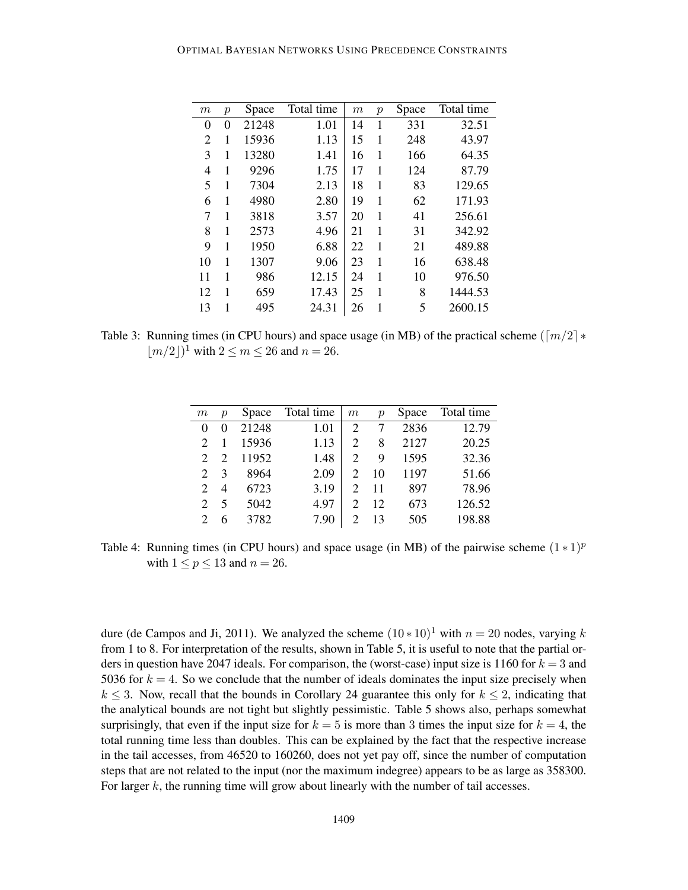| $m$ | $p$ | Space | Total time | $m$ | $p$ | Space | Total time |
|---|---|---|---|---|---|---|---|
| 0 | 0 | 21248 | 1.01 | 14 | 1 | 331 | 32.51 |
| 2 | 1 | 15936 | 1.13 | 15 | 1 | 248 | 43.97 |
| 3 | 1 | 13280 | 1.41 | 16 | 1 | 166 | 64.35 |
| 4 | 1 | 9296 | 1.75 | 17 | 1 | 124 | 87.79 |
| 5 | 1 | 7304 | 2.13 | 18 | 1 | 83 | 129.65 |
| 6 | 1 | 4980 | 2.80 | 19 | 1 | 62 | 171.93 |
| 7 | 1 | 3818 | 3.57 | 20 | 1 | 41 | 256.61 |
| 8 | 1 | 2573 | 4.96 | 21 | 1 | 31 | 342.92 |
| 9 | 1 | 1950 | 6.88 | 22 | 1 | 21 | 489.88 |
| 10 | 1 | 1307 | 9.06 | 23 | 1 | 16 | 638.48 |
| 11 | 1 | 986 | 12.15 | 24 | 1 | 10 | 976.50 |
| 12 | 1 | 659 | 17.43 | 25 | 1 | 8 | 1444.53 |
| 13 | 1 | 495 | 24.31 | 26 | 1 | 5 | 2600.15 |

Table 3: Running times (in CPU hours) and space usage (in MB) of the practical scheme $(\lceil m/2 \rceil * \lfloor m/2 \rfloor)^1$ with $2 \le m \le 26$ and $n = 26$.

| $m$ | $p$ | Space | Total time | $m$ | $p$ | Space | Total time |
|---|---|---|---|---|---|---|---|
| 0 | 0 | 21248 | 1.01 | 2 | 7 | 2836 | 12.79 |
| 2 | 1 | 15936 | 1.13 | 2 | 8 | 2127 | 20.25 |
| 2 | 2 | 11952 | 1.48 | 2 | 9 | 1595 | 32.36 |
| 2 | 3 | 8964 | 2.09 | 2 | 10 | 1197 | 51.66 |
| 2 | 4 | 6723 | 3.19 | 2 | 11 | 897 | 78.96 |
| 2 | 5 | 5042 | 4.97 | 2 | 12 | 673 | 126.52 |
| 2 | 6 | 3782 | 7.90 | 2 | 13 | 505 | 198.88 |

Table 4: Running times (in CPU hours) and space usage (in MB) of the pairwise scheme $(1 * 1)^p$ with $1 \le p \le 13$ and $n = 26$.

dure (de Campos and Ji, 2011). We analyzed the scheme $(10 * 10)^1$ with $n = 20$ nodes, varying $k$ from 1 to 8. For interpretation of the results, shown in Table 5, it is useful to note that the partial orders in question have 2047 ideals. For comparison, the (worst-case) input size is 1160 for $k = 3$ and 5036 for $k = 4$. So we conclude that the number of ideals dominates the input size precisely when $k \le 3$. Now, recall that the bounds in Corollary 24 guarantee this only for $k \le 2$, indicating that the analytical bounds are not tight but slightly pessimistic. Table 5 shows also, perhaps somewhat surprisingly, that even if the input size for $k = 5$ is more than 3 times the input size for $k = 4$, the total running time less than doubles. This can be explained by the fact that the respective increase in the tail accesses, from 46520 to 160260, does not yet pay off, since the number of computation steps that are not related to the input (nor the maximum indegree) appears to be as large as 358300. For larger $k$, the running time will grow about linearly with the number of tail accesses.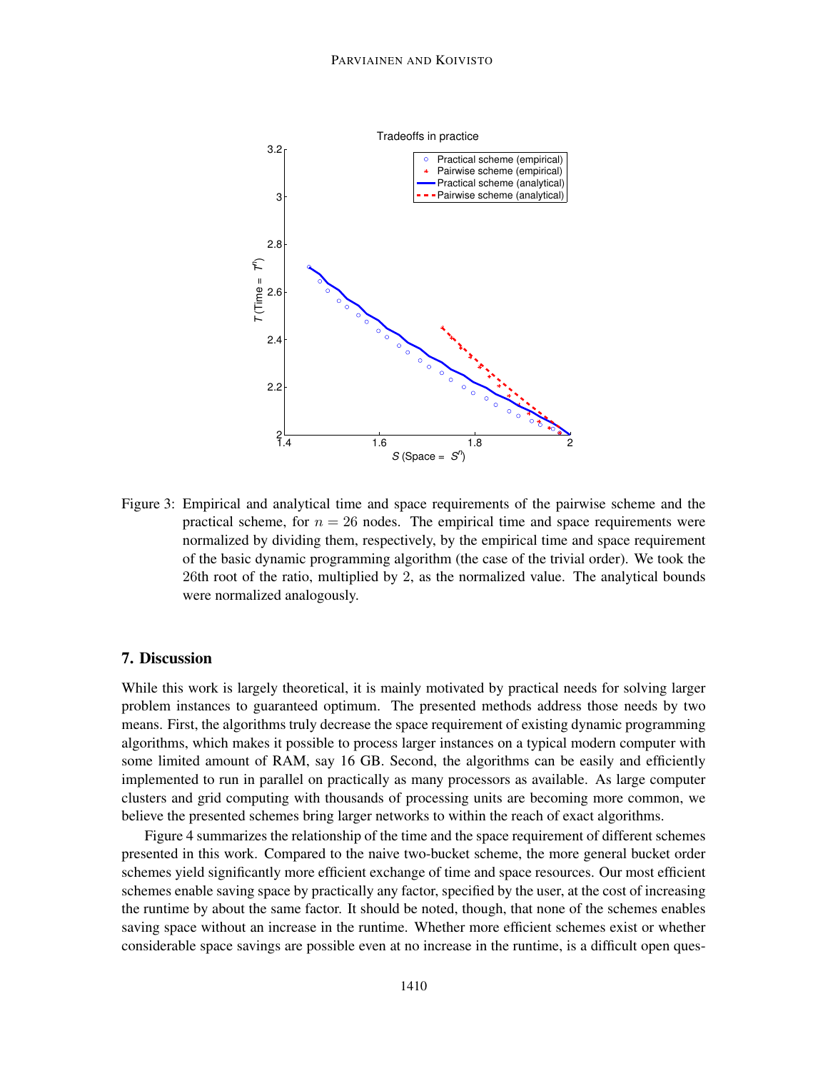Figure 3: Empirical and analytical time and space requirements of the pairwise scheme and the practical scheme, for $n = 26$ nodes. The empirical time and space requirements were normalized by dividing them, respectively, by the empirical time and space requirement of the basic dynamic programming algorithm (the case of the trivial order). We took the 26th root of the ratio, multiplied by 2, as the normalized value. The analytical bounds were normalized analogously.

## 7. Discussion

While this work is largely theoretical, it is mainly motivated by practical needs for solving larger problem instances to guaranteed optimum. The presented methods address those needs by two means. First, the algorithms truly decrease the space requirement of existing dynamic programming algorithms, which makes it possible to process larger instances on a typical modern computer with some limited amount of RAM, say 16 GB. Second, the algorithms can be easily and efficiently implemented to run in parallel on practically as many processors as available. As large computer clusters and grid computing with thousands of processing units are becoming more common, we believe the presented schemes bring larger networks to within the reach of exact algorithms.

Figure 4 summarizes the relationship of the time and the space requirement of different schemes presented in this work. Compared to the naive two-bucket scheme, the more general bucket order schemes yield significantly more efficient exchange of time and space resources. Our most efficient schemes enable saving space by practically any factor, specified by the user, at the cost of increasing the runtime by about the same factor. It should be noted, though, that none of the schemes enables saving space without an increase in the runtime. Whether more efficient schemes exist or whether considerable space savings are possible even at no increase in the runtime, is a difficult open ques-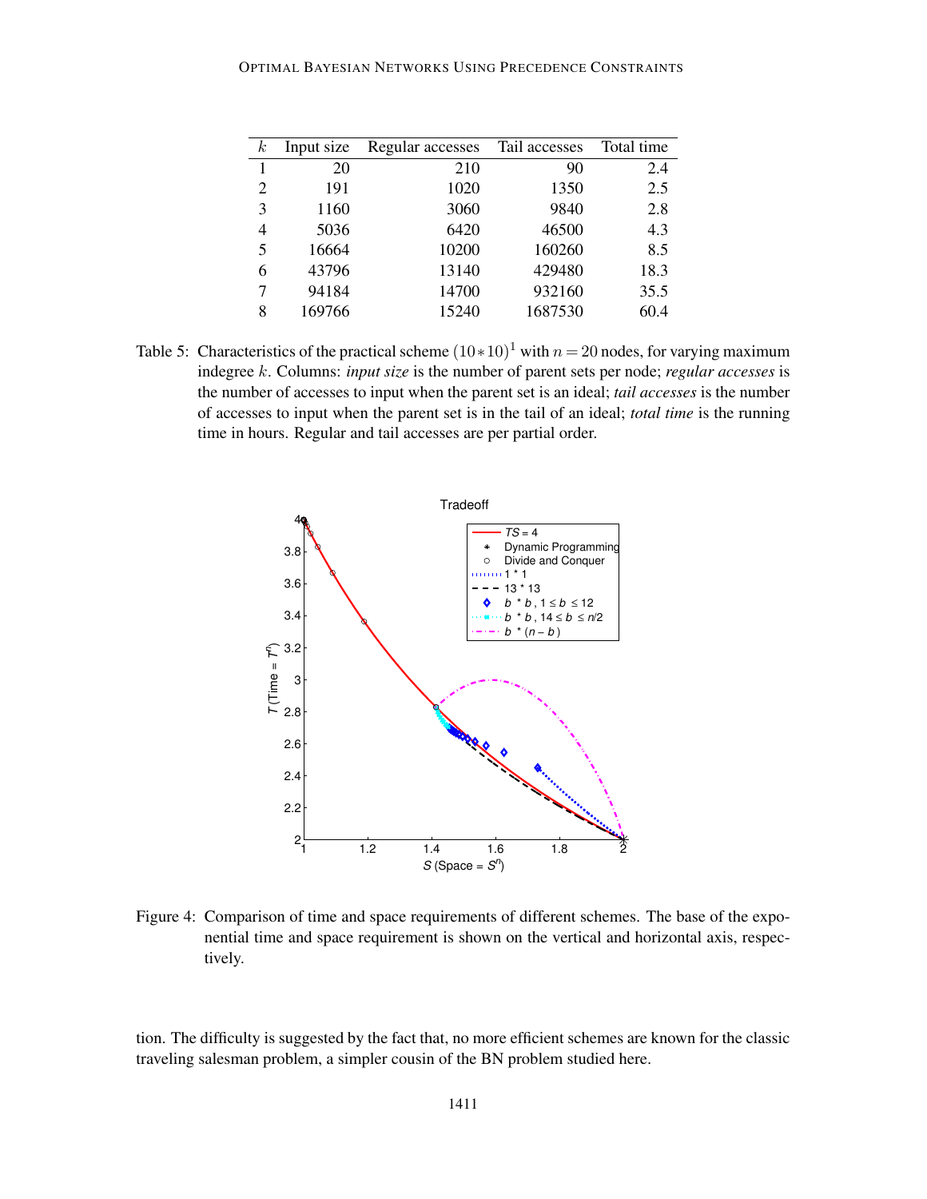| $k$ | Input size | Regular accesses | Tail accesses | Total time |
|---|---|---|---|---|
| 1 | 20 | 210 | 90 | 2.4 |
| 2 | 191 | 1020 | 1350 | 2.5 |
| 3 | 1160 | 3060 | 9840 | 2.8 |
| 4 | 5036 | 6420 | 46500 | 4.3 |
| 5 | 16664 | 10200 | 160260 | 8.5 |
| 6 | 43796 | 13140 | 429480 | 18.3 |
| 7 | 94184 | 14700 | 932160 | 35.5 |
| 8 | 169766 | 15240 | 1687530 | 60.4 |

Table 5: Characteristics of the practical scheme $(10*10)^1$ with $n=20$ nodes, for varying maximum indegree $k$. Columns: *input size* is the number of parent sets per node; *regular accesses* is the number of accesses to input when the parent set is an ideal; *tail accesses* is the number of accesses to input when the parent set is in the tail of an ideal; *total time* is the running time in hours. Regular and tail accesses are per partial order.

Figure 4: Comparison of time and space requirements of different schemes. The base of the exponential time and space requirement is shown on the vertical and horizontal axis, respectively.

tion. The difficulty is suggested by the fact that, no more efficient schemes are known for the classic traveling salesman problem, a simpler cousin of the BN problem studied here.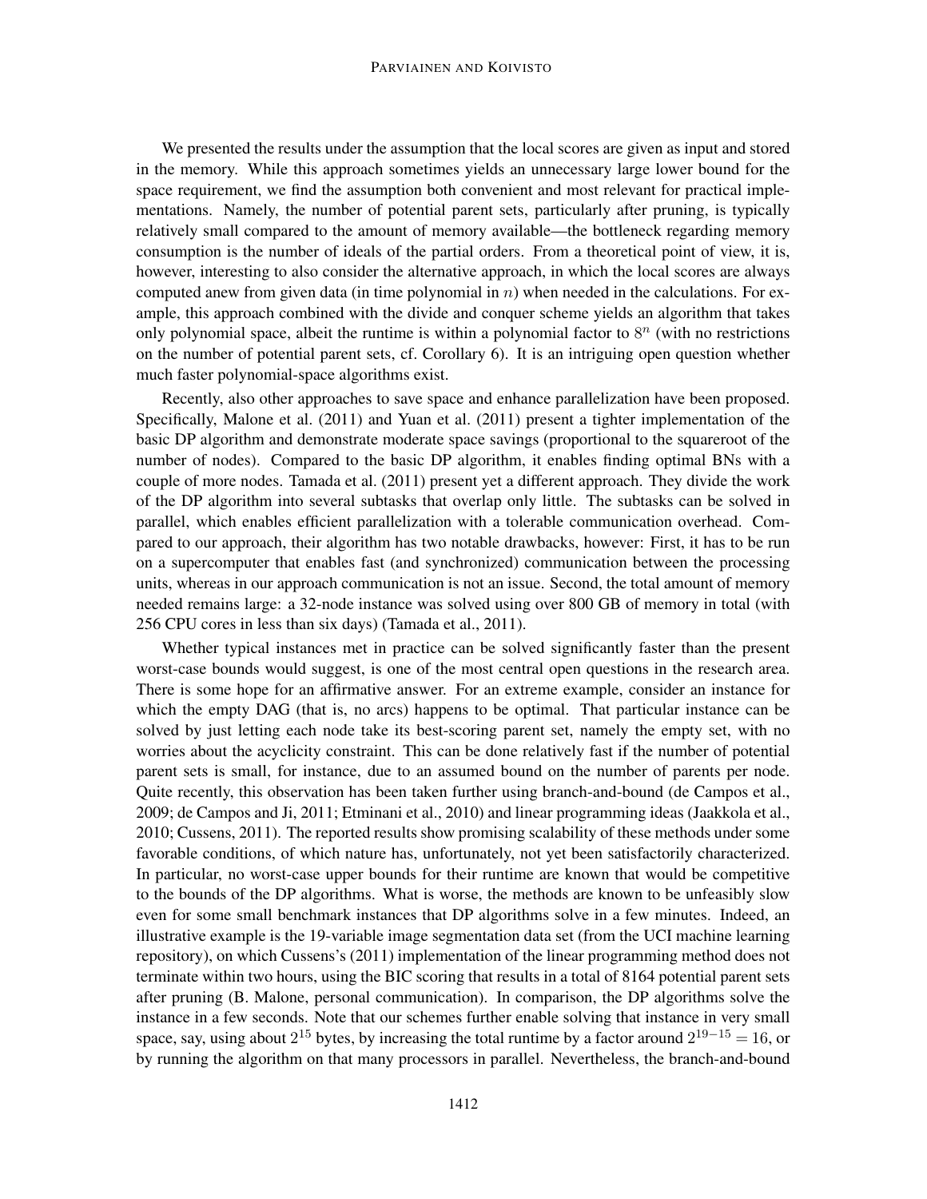We presented the results under the assumption that the local scores are given as input and stored in the memory. While this approach sometimes yields an unnecessary large lower bound for the space requirement, we find the assumption both convenient and most relevant for practical implementations. Namely, the number of potential parent sets, particularly after pruning, is typically relatively small compared to the amount of memory available—the bottleneck regarding memory consumption is the number of ideals of the partial orders. From a theoretical point of view, it is, however, interesting to also consider the alternative approach, in which the local scores are always computed anew from given data (in time polynomial in $n$) when needed in the calculations. For example, this approach combined with the divide and conquer scheme yields an algorithm that takes only polynomial space, albeit the runtime is within a polynomial factor to $8^n$ (with no restrictions on the number of potential parent sets, cf. Corollary 6). It is an intriguing open question whether much faster polynomial-space algorithms exist.

Recently, also other approaches to save space and enhance parallelization have been proposed. Specifically, Malone et al. (2011) and Yuan et al. (2011) present a tighter implementation of the basic DP algorithm and demonstrate moderate space savings (proportional to the squareroot of the number of nodes). Compared to the basic DP algorithm, it enables finding optimal BNs with a couple of more nodes. Tamada et al. (2011) present yet a different approach. They divide the work of the DP algorithm into several subtasks that overlap only little. The subtasks can be solved in parallel, which enables efficient parallelization with a tolerable communication overhead. Compared to our approach, their algorithm has two notable drawbacks, however: First, it has to be run on a supercomputer that enables fast (and synchronized) communication between the processing units, whereas in our approach communication is not an issue. Second, the total amount of memory needed remains large: a 32-node instance was solved using over 800 GB of memory in total (with 256 CPU cores in less than six days) (Tamada et al., 2011).

Whether typical instances met in practice can be solved significantly faster than the present worst-case bounds would suggest, is one of the most central open questions in the research area. There is some hope for an affirmative answer. For an extreme example, consider an instance for which the empty DAG (that is, no arcs) happens to be optimal. That particular instance can be solved by just letting each node take its best-scoring parent set, namely the empty set, with no worries about the acyclicity constraint. This can be done relatively fast if the number of potential parent sets is small, for instance, due to an assumed bound on the number of parents per node. Quite recently, this observation has been taken further using branch-and-bound (de Campos et al., 2009; de Campos and Ji, 2011; Etminani et al., 2010) and linear programming ideas (Jaakkola et al., 2010; Cussens, 2011). The reported results show promising scalability of these methods under some favorable conditions, of which nature has, unfortunately, not yet been satisfactorily characterized. In particular, no worst-case upper bounds for their runtime are known that would be competitive to the bounds of the DP algorithms. What is worse, the methods are known to be unfeasibly slow even for some small benchmark instances that DP algorithms solve in a few minutes. Indeed, an illustrative example is the 19-variable image segmentation data set (from the UCI machine learning repository), on which Cussens's (2011) implementation of the linear programming method does not terminate within two hours, using the BIC scoring that results in a total of 8164 potential parent sets after pruning (B. Malone, personal communication). In comparison, the DP algorithms solve the instance in a few seconds. Note that our schemes further enable solving that instance in very small space, say, using about $2^{15}$ bytes, by increasing the total runtime by a factor around $2^{19-15} = 16$, or by running the algorithm on that many processors in parallel. Nevertheless, the branch-and-bound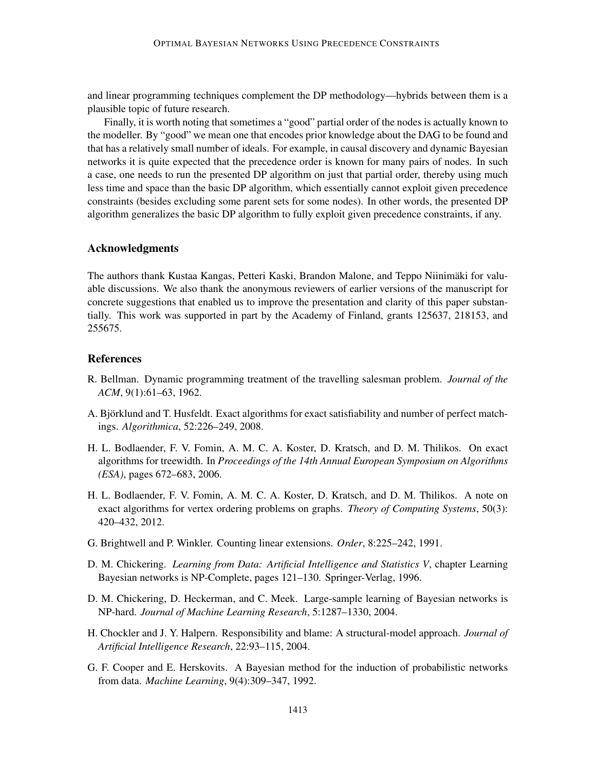and linear programming techniques complement the DP methodology—hybrids between them is a plausible topic of future research.

Finally, it is worth noting that sometimes a "good" partial order of the nodes is actually known to the modeller. By "good" we mean one that encodes prior knowledge about the DAG to be found and that has a relatively small number of ideals. For example, in causal discovery and dynamic Bayesian networks it is quite expected that the precedence order is known for many pairs of nodes. In such a case, one needs to run the presented DP algorithm on just that partial order, thereby using much less time and space than the basic DP algorithm, which essentially cannot exploit given precedence constraints (besides excluding some parent sets for some nodes). In other words, the presented DP algorithm generalizes the basic DP algorithm to fully exploit given precedence constraints, if any.

## Acknowledgments

The authors thank Kustaa Kangas, Petteri Kaski, Brandon Malone, and Teppo Niinimäki for valuable discussions. We also thank the anonymous reviewers of earlier versions of the manuscript for concrete suggestions that enabled us to improve the presentation and clarity of this paper substantially. This work was supported in part by the Academy of Finland, grants 125637, 218153, and 255675.

## References

R. Bellman. Dynamic programming treatment of the travelling salesman problem. *Journal of the ACM*, 9(1):61–63, 1962.

A. Björklund and T. Husfeldt. Exact algorithms for exact satisfiability and number of perfect matchings. *Algorithmica*, 52:226–249, 2008.

H. L. Bodlaender, F. V. Fomin, A. M. C. A. Koster, D. Kratsch, and D. M. Thilikos. On exact algorithms for treewidth. In *Proceedings of the 14th Annual European Symposium on Algorithms (ESA)*, pages 672–683, 2006.

H. L. Bodlaender, F. V. Fomin, A. M. C. A. Koster, D. Kratsch, and D. M. Thilikos. A note on exact algorithms for vertex ordering problems on graphs. *Theory of Computing Systems*, 50(3): 420–432, 2012.

G. Brightwell and P. Winkler. Counting linear extensions. *Order*, 8:225–242, 1991.

D. M. Chickering. *Learning from Data: Artificial Intelligence and Statistics V*, chapter Learning Bayesian networks is NP-Complete, pages 121–130. Springer-Verlag, 1996.

D. M. Chickering, D. Heckerman, and C. Meek. Large-sample learning of Bayesian networks is NP-hard. *Journal of Machine Learning Research*, 5:1287–1330, 2004.

H. Chockler and J. Y. Halpern. Responsibility and blame: A structural-model approach. *Journal of Artificial Intelligence Research*, 22:93–115, 2004.

G. F. Cooper and E. Herskovits. A Bayesian method for the induction of probabilistic networks from data. *Machine Learning*, 9(4):309–347, 1992.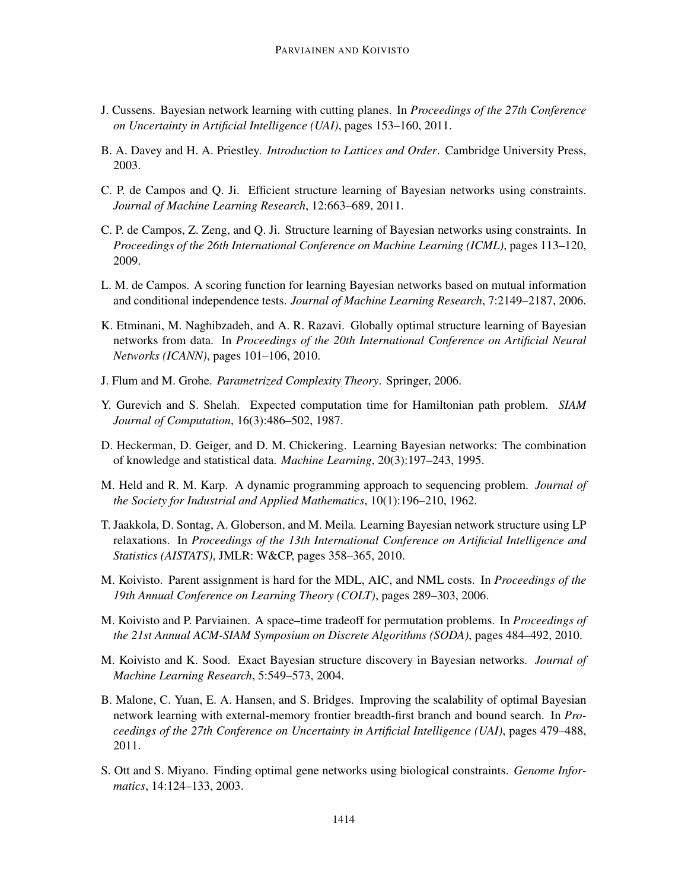J. Cussens. Bayesian network learning with cutting planes. In *Proceedings of the 27th Conference on Uncertainty in Artificial Intelligence (UAI)*, pages 153–160, 2011.

B. A. Davey and H. A. Priestley. *Introduction to Lattices and Order*. Cambridge University Press, 2003.

C. P. de Campos and Q. Ji. Efficient structure learning of Bayesian networks using constraints. *Journal of Machine Learning Research*, 12:663–689, 2011.

C. P. de Campos, Z. Zeng, and Q. Ji. Structure learning of Bayesian networks using constraints. In *Proceedings of the 26th International Conference on Machine Learning (ICML)*, pages 113–120, 2009.

L. M. de Campos. A scoring function for learning Bayesian networks based on mutual information and conditional independence tests. *Journal of Machine Learning Research*, 7:2149–2187, 2006.

K. Etminani, M. Naghibzadeh, and A. R. Razavi. Globally optimal structure learning of Bayesian networks from data. In *Proceedings of the 20th International Conference on Artificial Neural Networks (ICANN)*, pages 101–106, 2010.

J. Flum and M. Grohe. *Parametrized Complexity Theory*. Springer, 2006.

Y. Gurevich and S. Shelah. Expected computation time for Hamiltonian path problem. *SIAM Journal of Computation*, 16(3):486–502, 1987.

D. Heckerman, D. Geiger, and D. M. Chickering. Learning Bayesian networks: The combination of knowledge and statistical data. *Machine Learning*, 20(3):197–243, 1995.

M. Held and R. M. Karp. A dynamic programming approach to sequencing problem. *Journal of the Society for Industrial and Applied Mathematics*, 10(1):196–210, 1962.

T. Jaakkola, D. Sontag, A. Globerson, and M. Meila. Learning Bayesian network structure using LP relaxations. In *Proceedings of the 13th International Conference on Artificial Intelligence and Statistics (AISTATS)*, JMLR: W&CP, pages 358–365, 2010.

M. Koivisto. Parent assignment is hard for the MDL, AIC, and NML costs. In *Proceedings of the 19th Annual Conference on Learning Theory (COLT)*, pages 289–303, 2006.

M. Koivisto and P. Parviainen. A space–time tradeoff for permutation problems. In *Proceedings of the 21st Annual ACM-SIAM Symposium on Discrete Algorithms (SODA)*, pages 484–492, 2010.

M. Koivisto and K. Sood. Exact Bayesian structure discovery in Bayesian networks. *Journal of Machine Learning Research*, 5:549–573, 2004.

B. Malone, C. Yuan, E. A. Hansen, and S. Bridges. Improving the scalability of optimal Bayesian network learning with external-memory frontier breadth-first branch and bound search. In *Proceedings of the 27th Conference on Uncertainty in Artificial Intelligence (UAI)*, pages 479–488, 2011.

S. Ott and S. Miyano. Finding optimal gene networks using biological constraints. *Genome Informatics*, 14:124–133, 2003.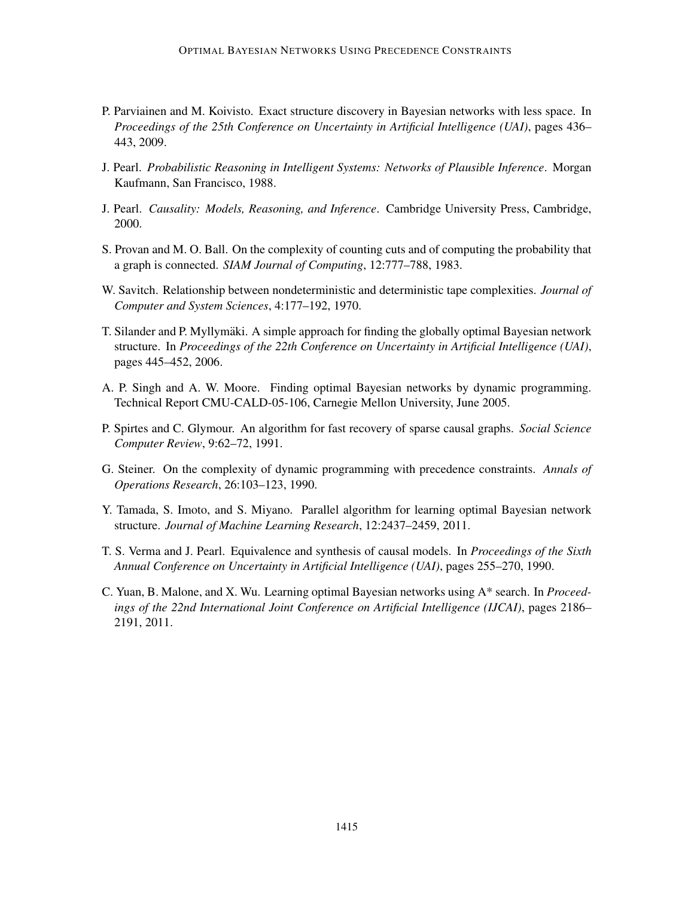P. Parviainen and M. Koivisto. Exact structure discovery in Bayesian networks with less space. In *Proceedings of the 25th Conference on Uncertainty in Artificial Intelligence (UAI)*, pages 436–443, 2009.

J. Pearl. *Probabilistic Reasoning in Intelligent Systems: Networks of Plausible Inference*. Morgan Kaufmann, San Francisco, 1988.

J. Pearl. *Causality: Models, Reasoning, and Inference*. Cambridge University Press, Cambridge, 2000.

S. Provan and M. O. Ball. On the complexity of counting cuts and of computing the probability that a graph is connected. *SIAM Journal of Computing*, 12:777–788, 1983.

W. Savitch. Relationship between nondeterministic and deterministic tape complexities. *Journal of Computer and System Sciences*, 4:177–192, 1970.

T. Silander and P. Myllymäki. A simple approach for finding the globally optimal Bayesian network structure. In *Proceedings of the 22th Conference on Uncertainty in Artificial Intelligence (UAI)*, pages 445–452, 2006.

A. P. Singh and A. W. Moore. Finding optimal Bayesian networks by dynamic programming. Technical Report CMU-CALD-05-106, Carnegie Mellon University, June 2005.

P. Spirtes and C. Glymour. An algorithm for fast recovery of sparse causal graphs. *Social Science Computer Review*, 9:62–72, 1991.

G. Steiner. On the complexity of dynamic programming with precedence constraints. *Annals of Operations Research*, 26:103–123, 1990.

Y. Tamada, S. Imoto, and S. Miyano. Parallel algorithm for learning optimal Bayesian network structure. *Journal of Machine Learning Research*, 12:2437–2459, 2011.

T. S. Verma and J. Pearl. Equivalence and synthesis of causal models. In *Proceedings of the Sixth Annual Conference on Uncertainty in Artificial Intelligence (UAI)*, pages 255–270, 1990.

C. Yuan, B. Malone, and X. Wu. Learning optimal Bayesian networks using A* search. In *Proceedings of the 22nd International Joint Conference on Artificial Intelligence (IJCAI)*, pages 2186–2191, 2011.